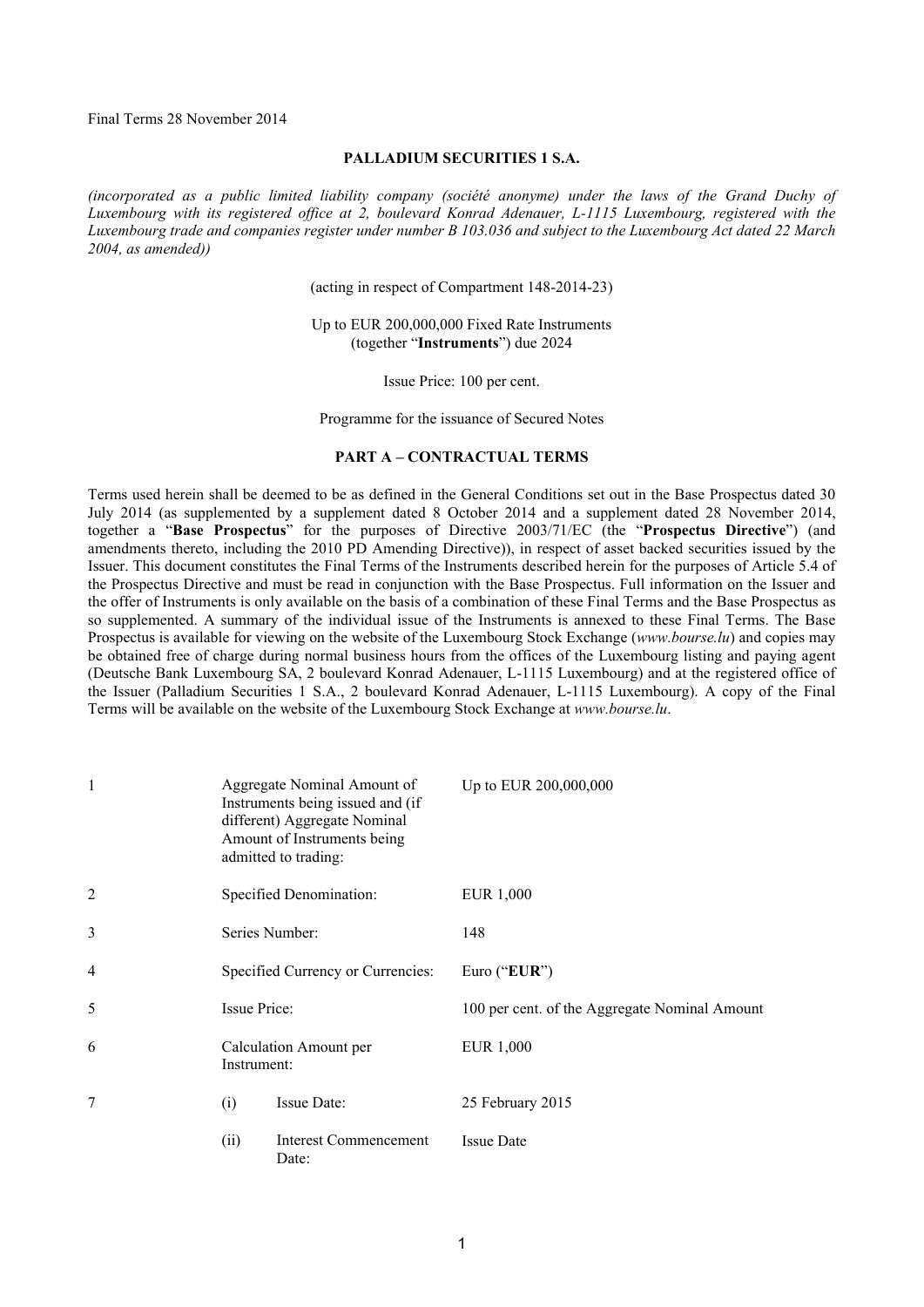Final Terms 28 November 2014

**PALLADIUM SECURITIES 1 S.A.**

*(incorporated as a public limited liability company (société anonyme) under the laws of the Grand Duchy of Luxembourg with its registered office at 2, boulevard Konrad Adenauer, L-1115 Luxembourg, registered with the Luxembourg trade and companies register under number B 103.036 and subject to the Luxembourg Act dated 22 March 2004, as amended))*

(acting in respect of Compartment 148-2014-23)

Up to EUR 200,000,000 Fixed Rate Instruments
(together "**Instruments**") due 2024

Issue Price: 100 per cent.

Programme for the issuance of Secured Notes

**PART A – CONTRACTUAL TERMS**

Terms used herein shall be deemed to be as defined in the General Conditions set out in the Base Prospectus dated 30 July 2014 (as supplemented by a supplement dated 8 October 2014 and a supplement dated 28 November 2014, together a "**Base Prospectus**" for the purposes of Directive 2003/71/EC (the "**Prospectus Directive**") (and amendments thereto, including the 2010 PD Amending Directive)), in respect of asset backed securities issued by the Issuer. This document constitutes the Final Terms of the Instruments described herein for the purposes of Article 5.4 of the Prospectus Directive and must be read in conjunction with the Base Prospectus. Full information on the Issuer and the offer of Instruments is only available on the basis of a combination of these Final Terms and the Base Prospectus as so supplemented. A summary of the individual issue of the Instruments is annexed to these Final Terms. The Base Prospectus is available for viewing on the website of the Luxembourg Stock Exchange (*www.bourse.lu*) and copies may be obtained free of charge during normal business hours from the offices of the Luxembourg listing and paying agent (Deutsche Bank Luxembourg SA, 2 boulevard Konrad Adenauer, L-1115 Luxembourg) and at the registered office of the Issuer (Palladium Securities 1 S.A., 2 boulevard Konrad Adenauer, L-1115 Luxembourg). A copy of the Final Terms will be available on the website of the Luxembourg Stock Exchange at *www.bourse.lu*.

| | | | |
|---|---|---|---|
| 1 | Aggregate Nominal Amount of Instruments being issued and (if different) Aggregate Nominal Amount of Instruments being admitted to trading: | | Up to EUR 200,000,000 |
| 2 | Specified Denomination: | | EUR 1,000 |
| 3 | Series Number: | | 148 |
| 4 | Specified Currency or Currencies: | | Euro ("**EUR**") |
| 5 | Issue Price: | | 100 per cent. of the Aggregate Nominal Amount |
| 6 | Calculation Amount per Instrument: | | EUR 1,000 |
| 7 | (i) | Issue Date: | 25 February 2015 |
| | (ii) | Interest Commencement Date: | Issue Date |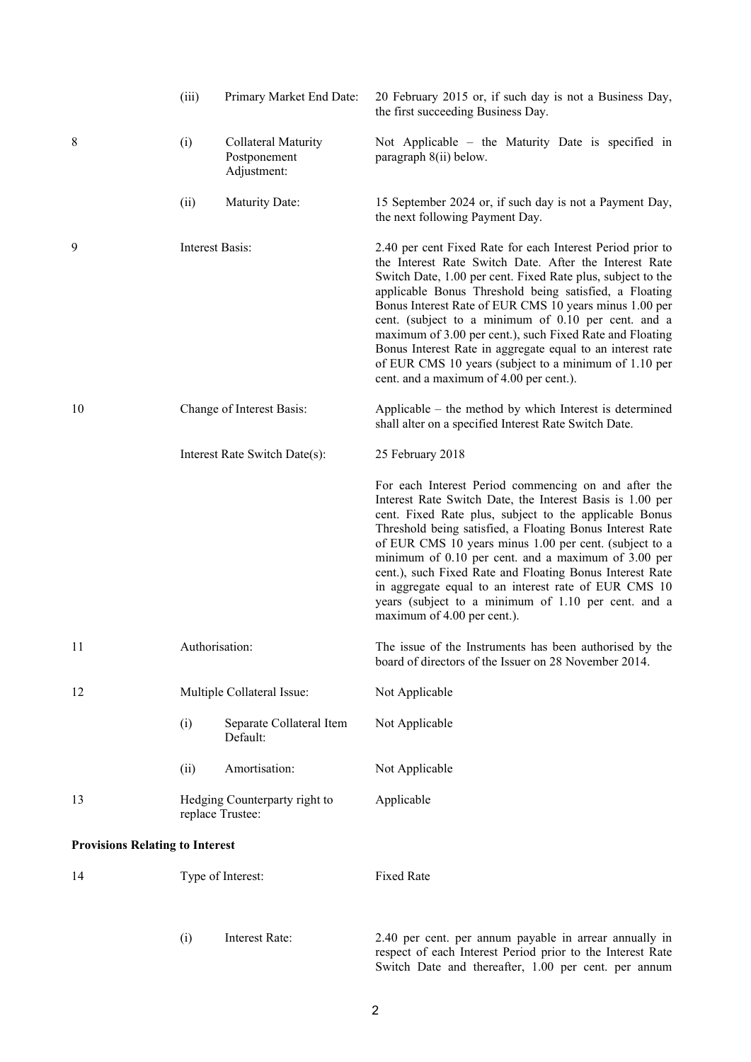| | | | |
|---|---|---|---|
| | (iii) | Primary Market End Date: | 20 February 2015 or, if such day is not a Business Day, the first succeeding Business Day. |
| 8 | (i) | Collateral Maturity Postponement Adjustment: | Not Applicable – the Maturity Date is specified in paragraph 8(ii) below. |
| | (ii) | Maturity Date: | 15 September 2024 or, if such day is not a Payment Day, the next following Payment Day. |
| 9 | Interest Basis: | | 2.40 per cent Fixed Rate for each Interest Period prior to the Interest Rate Switch Date. After the Interest Rate Switch Date, 1.00 per cent. Fixed Rate plus, subject to the applicable Bonus Threshold being satisfied, a Floating Bonus Interest Rate of EUR CMS 10 years minus 1.00 per cent. (subject to a minimum of 0.10 per cent. and a maximum of 3.00 per cent.), such Fixed Rate and Floating Bonus Interest Rate in aggregate equal to an interest rate of EUR CMS 10 years (subject to a minimum of 1.10 per cent. and a maximum of 4.00 per cent.). |
| 10 | Change of Interest Basis: | | Applicable – the method by which Interest is determined shall alter on a specified Interest Rate Switch Date. |
| | Interest Rate Switch Date(s): | | 25 February 2018 |
| | | | For each Interest Period commencing on and after the Interest Rate Switch Date, the Interest Basis is 1.00 per cent. Fixed Rate plus, subject to the applicable Bonus Threshold being satisfied, a Floating Bonus Interest Rate of EUR CMS 10 years minus 1.00 per cent. (subject to a minimum of 0.10 per cent. and a maximum of 3.00 per cent.), such Fixed Rate and Floating Bonus Interest Rate in aggregate equal to an interest rate of EUR CMS 10 years (subject to a minimum of 1.10 per cent. and a maximum of 4.00 per cent.). |
| 11 | Authorisation: | | The issue of the Instruments has been authorised by the board of directors of the Issuer on 28 November 2014. |
| 12 | Multiple Collateral Issue: | | Not Applicable |
| | (i) | Separate Collateral Item Default: | Not Applicable |
| | (ii) | Amortisation: | Not Applicable |
| 13 | Hedging Counterparty right to replace Trustee: | | Applicable |

**Provisions Relating to Interest**

| | | | |
|---|---|---|---|
| 14 | Type of Interest: | | Fixed Rate |
| | (i) | Interest Rate: | 2.40 per cent. per annum payable in arrear annually in respect of each Interest Period prior to the Interest Rate Switch Date and thereafter, 1.00 per cent. per annum |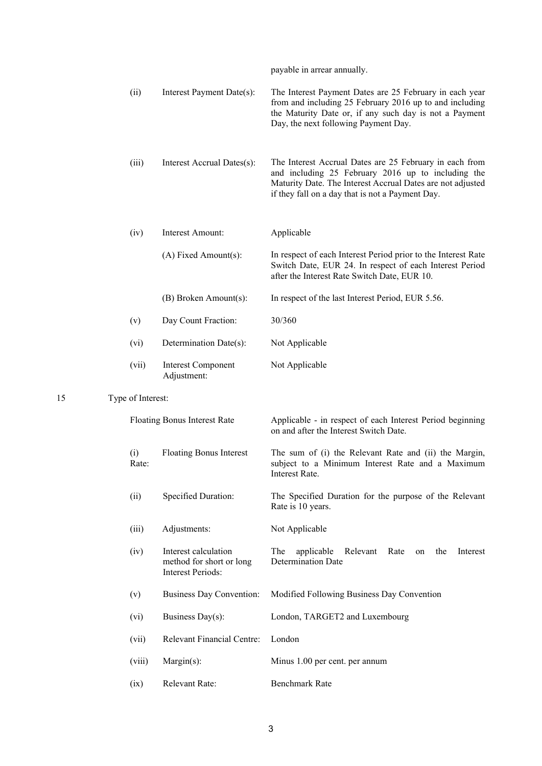payable in arrear annually.

| | | |
|---|---|---|
| (ii) | Interest Payment Date(s): | The Interest Payment Dates are 25 February in each year from and including 25 February 2016 up to and including the Maturity Date or, if any such day is not a Payment Day, the next following Payment Day. |
| (iii) | Interest Accrual Dates(s): | The Interest Accrual Dates are 25 February in each from and including 25 February 2016 up to including the Maturity Date. The Interest Accrual Dates are not adjusted if they fall on a day that is not a Payment Day. |
| (iv) | Interest Amount: | Applicable |
| | (A) Fixed Amount(s): | In respect of each Interest Period prior to the Interest Rate Switch Date, EUR 24. In respect of each Interest Period after the Interest Rate Switch Date, EUR 10. |
| | (B) Broken Amount(s): | In respect of the last Interest Period, EUR 5.56. |
| (v) | Day Count Fraction: | 30/360 |
| (vi) | Determination Date(s): | Not Applicable |
| (vii) | Interest Component Adjustment: | Not Applicable |

15 Type of Interest:

| | | |
|---|---|---|
| Floating Bonus Interest Rate | | Applicable - in respect of each Interest Period beginning on and after the Interest Switch Date. |
| (i) | Floating Bonus Interest Rate: | The sum of (i) the Relevant Rate and (ii) the Margin, subject to a Minimum Interest Rate and a Maximum Interest Rate. |
| (ii) | Specified Duration: | The Specified Duration for the purpose of the Relevant Rate is 10 years. |
| (iii) | Adjustments: | Not Applicable |
| (iv) | Interest calculation method for short or long Interest Periods: | The applicable Relevant Rate on the Interest Determination Date |
| (v) | Business Day Convention: | Modified Following Business Day Convention |
| (vi) | Business Day(s): | London, TARGET2 and Luxembourg |
| (vii) | Relevant Financial Centre: | London |
| (viii) | Margin(s): | Minus 1.00 per cent. per annum |
| (ix) | Relevant Rate: | Benchmark Rate |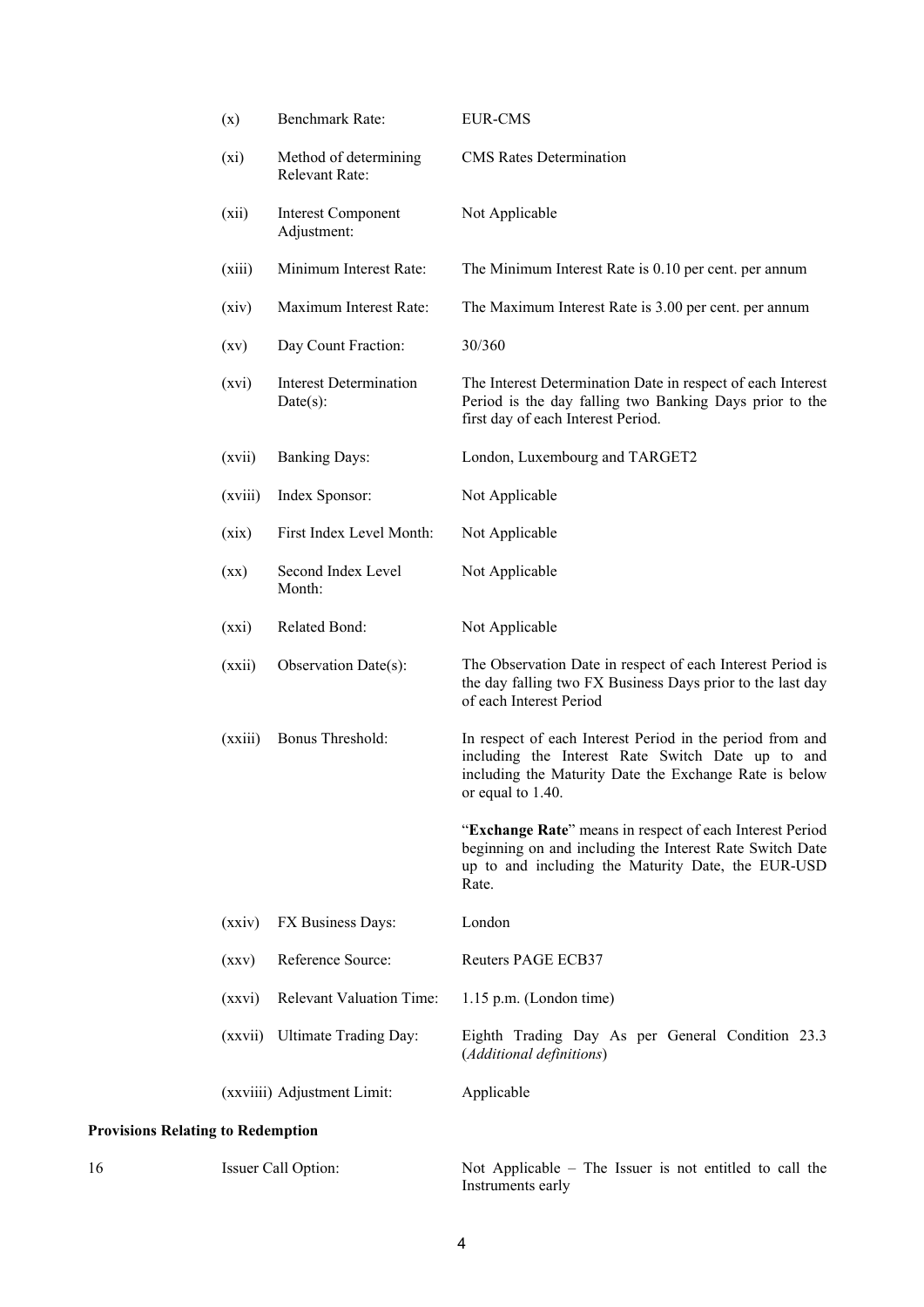| | | |
|---|---|---|
| (x) | Benchmark Rate: | EUR-CMS |
| (xi) | Method of determining Relevant Rate: | CMS Rates Determination |
| (xii) | Interest Component Adjustment: | Not Applicable |
| (xiii) | Minimum Interest Rate: | The Minimum Interest Rate is 0.10 per cent. per annum |
| (xiv) | Maximum Interest Rate: | The Maximum Interest Rate is 3.00 per cent. per annum |
| (xv) | Day Count Fraction: | 30/360 |
| (xvi) | Interest Determination Date(s): | The Interest Determination Date in respect of each Interest Period is the day falling two Banking Days prior to the first day of each Interest Period. |
| (xvii) | Banking Days: | London, Luxembourg and TARGET2 |
| (xviii) | Index Sponsor: | Not Applicable |
| (xix) | First Index Level Month: | Not Applicable |
| (xx) | Second Index Level Month: | Not Applicable |
| (xxi) | Related Bond: | Not Applicable |
| (xxii) | Observation Date(s): | The Observation Date in respect of each Interest Period is the day falling two FX Business Days prior to the last day of each Interest Period |
| (xxiii) | Bonus Threshold: | In respect of each Interest Period in the period from and including the Interest Rate Switch Date up to and including the Maturity Date the Exchange Rate is below or equal to 1.40.<br><br>"**Exchange Rate**" means in respect of each Interest Period beginning on and including the Interest Rate Switch Date up to and including the Maturity Date, the EUR-USD Rate. |
| (xxiv) | FX Business Days: | London |
| (xxv) | Reference Source: | Reuters PAGE ECB37 |
| (xxvi) | Relevant Valuation Time: | 1.15 p.m. (London time) |
| (xxvii) | Ultimate Trading Day: | Eighth Trading Day As per General Condition 23.3 (*Additional definitions*) |
| (xxviiii) | Adjustment Limit: | Applicable |

**Provisions Relating to Redemption**

| | | |
|---|---|---|
| 16 | Issuer Call Option: | Not Applicable – The Issuer is not entitled to call the Instruments early |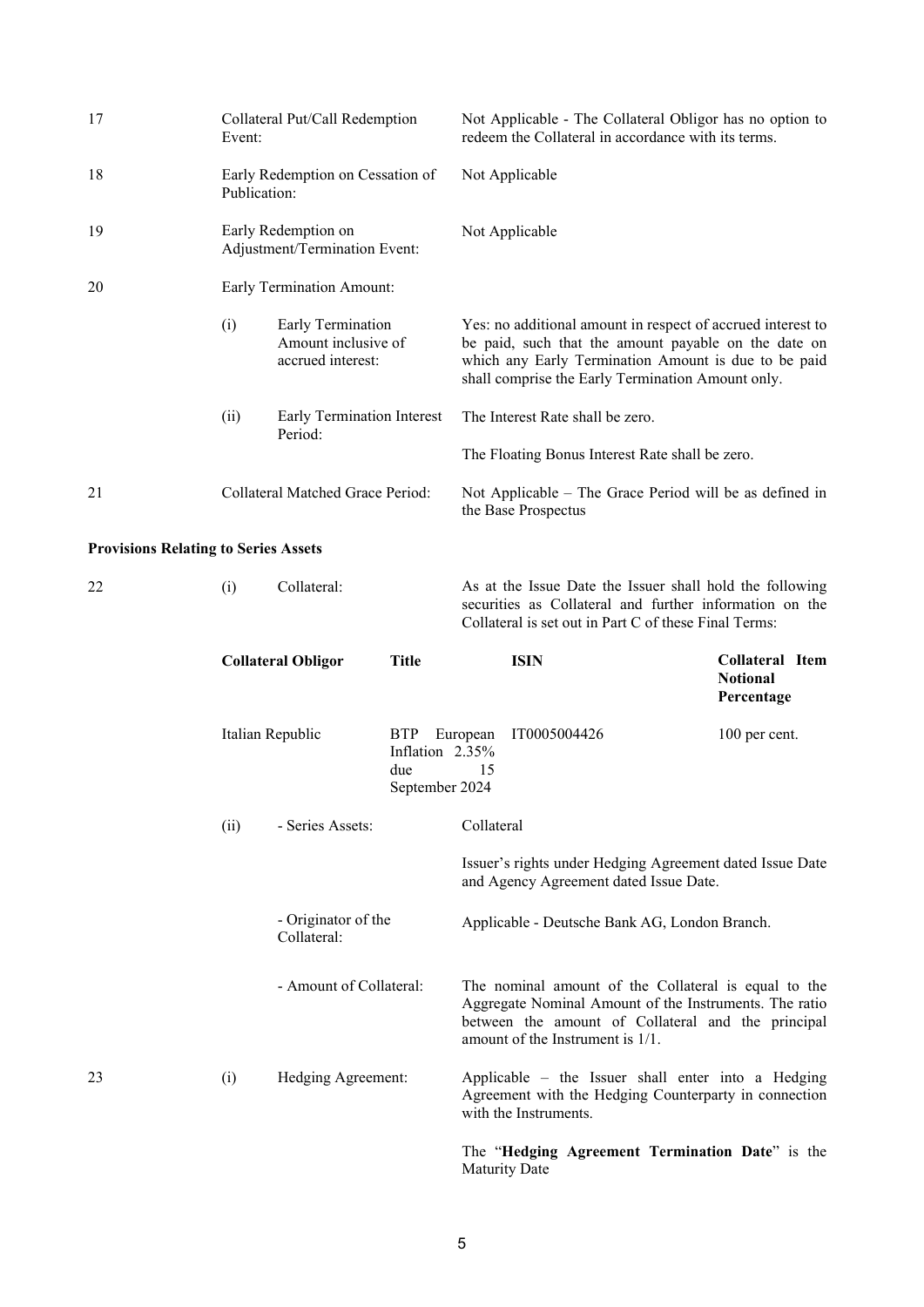| | | | |
|---|---|---|---|
| 17 | Collateral Put/Call Redemption Event: | | Not Applicable - The Collateral Obligor has no option to redeem the Collateral in accordance with its terms. |
| 18 | Early Redemption on Cessation of Publication: | | Not Applicable |
| 19 | Early Redemption on Adjustment/Termination Event: | | Not Applicable |
| 20 | Early Termination Amount: | | |
| | (i) | Early Termination Amount inclusive of accrued interest: | Yes: no additional amount in respect of accrued interest to be paid, such that the amount payable on the date on which any Early Termination Amount is due to be paid shall comprise the Early Termination Amount only. |
| | (ii) | Early Termination Interest Period: | The Interest Rate shall be zero.<br><br>The Floating Bonus Interest Rate shall be zero. |
| 21 | Collateral Matched Grace Period: | | Not Applicable – The Grace Period will be as defined in the Base Prospectus |

**Provisions Relating to Series Assets**

| | | | |
|---|---|---|---|
| 22 | (i) | Collateral: | As at the Issue Date the Issuer shall hold the following securities as Collateral and further information on the Collateral is set out in Part C of these Final Terms: |

| Collateral Obligor | Title | ISIN | Collateral Item Notional Percentage |
|---|---|---|---|
| Italian Republic | BTP European Inflation 2.35% due 15 September 2024 | IT0005004426 | 100 per cent. |

| | | | |
|---|---|---|---|
| | (ii) | - Series Assets: | Collateral<br><br>Issuer's rights under Hedging Agreement dated Issue Date and Agency Agreement dated Issue Date. |
| | | - Originator of the Collateral: | Applicable - Deutsche Bank AG, London Branch. |
| | | - Amount of Collateral: | The nominal amount of the Collateral is equal to the Aggregate Nominal Amount of the Instruments. The ratio between the amount of Collateral and the principal amount of the Instrument is 1/1. |
| 23 | (i) | Hedging Agreement: | Applicable – the Issuer shall enter into a Hedging Agreement with the Hedging Counterparty in connection with the Instruments.<br><br>The "**Hedging Agreement Termination Date**" is the Maturity Date |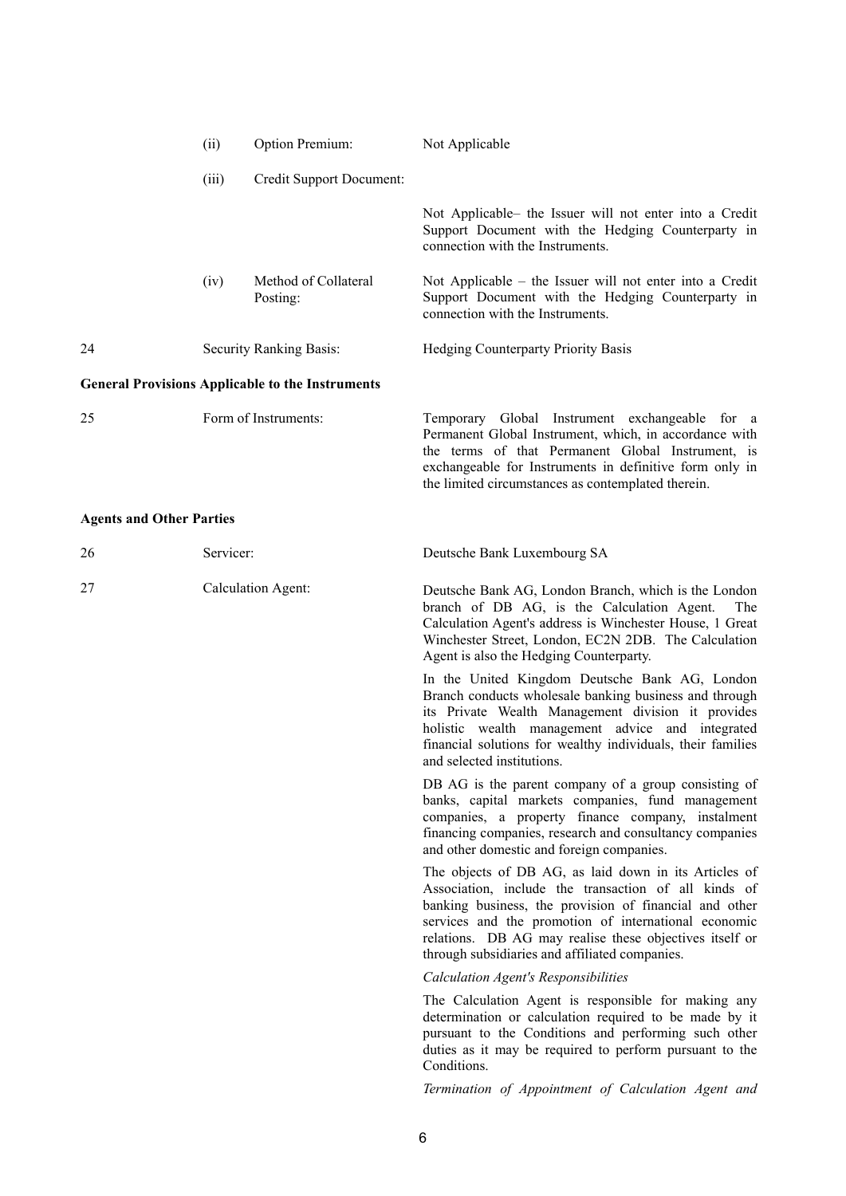| | | | |
|---|---|---|---|
| | (ii) | Option Premium: | Not Applicable |
| | (iii) | Credit Support Document: | Not Applicable– the Issuer will not enter into a Credit Support Document with the Hedging Counterparty in connection with the Instruments. |
| | (iv) | Method of Collateral Posting: | Not Applicable – the Issuer will not enter into a Credit Support Document with the Hedging Counterparty in connection with the Instruments. |
| 24 | | Security Ranking Basis: | Hedging Counterparty Priority Basis |

**General Provisions Applicable to the Instruments**

| | | |
|---|---|---|
| 25 | Form of Instruments: | Temporary Global Instrument exchangeable for a Permanent Global Instrument, which, in accordance with the terms of that Permanent Global Instrument, is exchangeable for Instruments in definitive form only in the limited circumstances as contemplated therein. |

**Agents and Other Parties**

| | | |
|---|---|---|
| 26 | Servicer: | Deutsche Bank Luxembourg SA |
| 27 | Calculation Agent: | Deutsche Bank AG, London Branch, which is the London branch of DB AG, is the Calculation Agent. The Calculation Agent's address is Winchester House, 1 Great Winchester Street, London, EC2N 2DB. The Calculation Agent is also the Hedging Counterparty. |

In the United Kingdom Deutsche Bank AG, London Branch conducts wholesale banking business and through its Private Wealth Management division it provides holistic wealth management advice and integrated financial solutions for wealthy individuals, their families and selected institutions.

DB AG is the parent company of a group consisting of banks, capital markets companies, fund management companies, a property finance company, instalment financing companies, research and consultancy companies and other domestic and foreign companies.

The objects of DB AG, as laid down in its Articles of Association, include the transaction of all kinds of banking business, the provision of financial and other services and the promotion of international economic relations. DB AG may realise these objectives itself or through subsidiaries and affiliated companies.

*Calculation Agent's Responsibilities*

The Calculation Agent is responsible for making any determination or calculation required to be made by it pursuant to the Conditions and performing such other duties as it may be required to perform pursuant to the Conditions.

*Termination of Appointment of Calculation Agent and*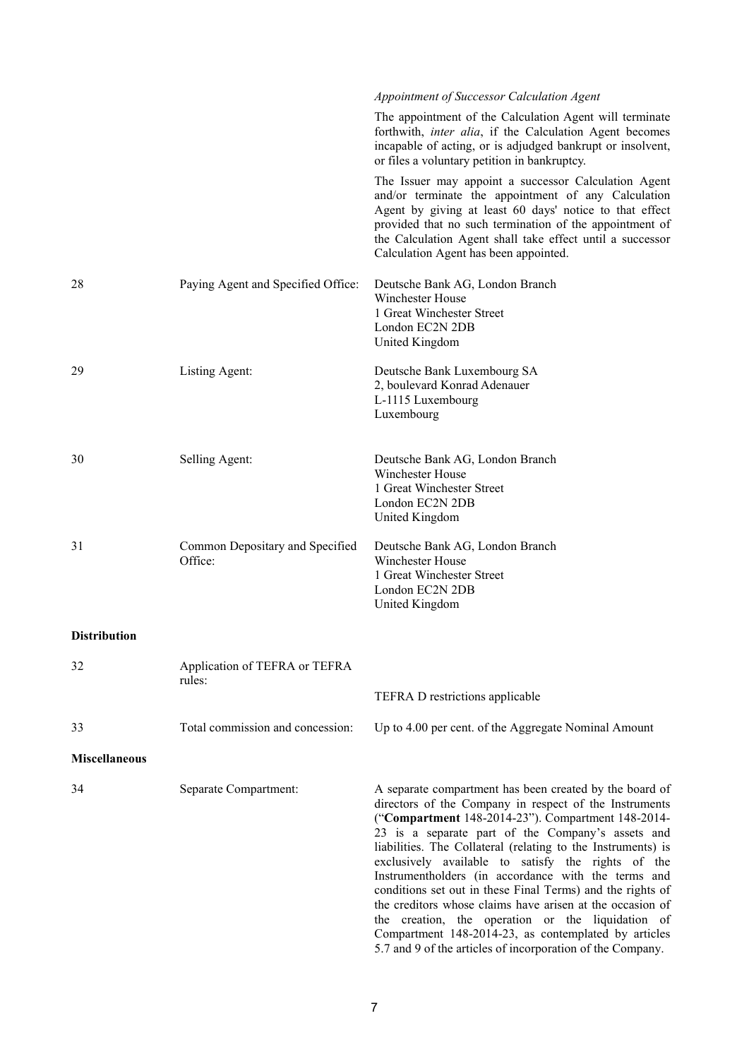| | | |
|---|---|---|
| | | *Appointment of Successor Calculation Agent*<br><br>The appointment of the Calculation Agent will terminate forthwith, *inter alia*, if the Calculation Agent becomes incapable of acting, or is adjudged bankrupt or insolvent, or files a voluntary petition in bankruptcy.<br><br>The Issuer may appoint a successor Calculation Agent and/or terminate the appointment of any Calculation Agent by giving at least 60 days' notice to that effect provided that no such termination of the appointment of the Calculation Agent shall take effect until a successor Calculation Agent has been appointed. |
| 28 | Paying Agent and Specified Office: | Deutsche Bank AG, London Branch<br>Winchester House<br>1 Great Winchester Street<br>London EC2N 2DB<br>United Kingdom |
| 29 | Listing Agent: | Deutsche Bank Luxembourg SA<br>2, boulevard Konrad Adenauer<br>L-1115 Luxembourg<br>Luxembourg |
| 30 | Selling Agent: | Deutsche Bank AG, London Branch<br>Winchester House<br>1 Great Winchester Street<br>London EC2N 2DB<br>United Kingdom |
| 31 | Common Depositary and Specified Office: | Deutsche Bank AG, London Branch<br>Winchester House<br>1 Great Winchester Street<br>London EC2N 2DB<br>United Kingdom |
| **Distribution** | | |
| 32 | Application of TEFRA or TEFRA rules: | TEFRA D restrictions applicable |
| 33 | Total commission and concession: | Up to 4.00 per cent. of the Aggregate Nominal Amount |
| **Miscellaneous** | | |
| 34 | Separate Compartment: | A separate compartment has been created by the board of directors of the Company in respect of the Instruments ("**Compartment** 148-2014-23"). Compartment 148-2014-23 is a separate part of the Company's assets and liabilities. The Collateral (relating to the Instruments) is exclusively available to satisfy the rights of the Instrumentholders (in accordance with the terms and conditions set out in these Final Terms) and the rights of the creditors whose claims have arisen at the occasion of the creation, the operation or the liquidation of Compartment 148-2014-23, as contemplated by articles 5.7 and 9 of the articles of incorporation of the Company. |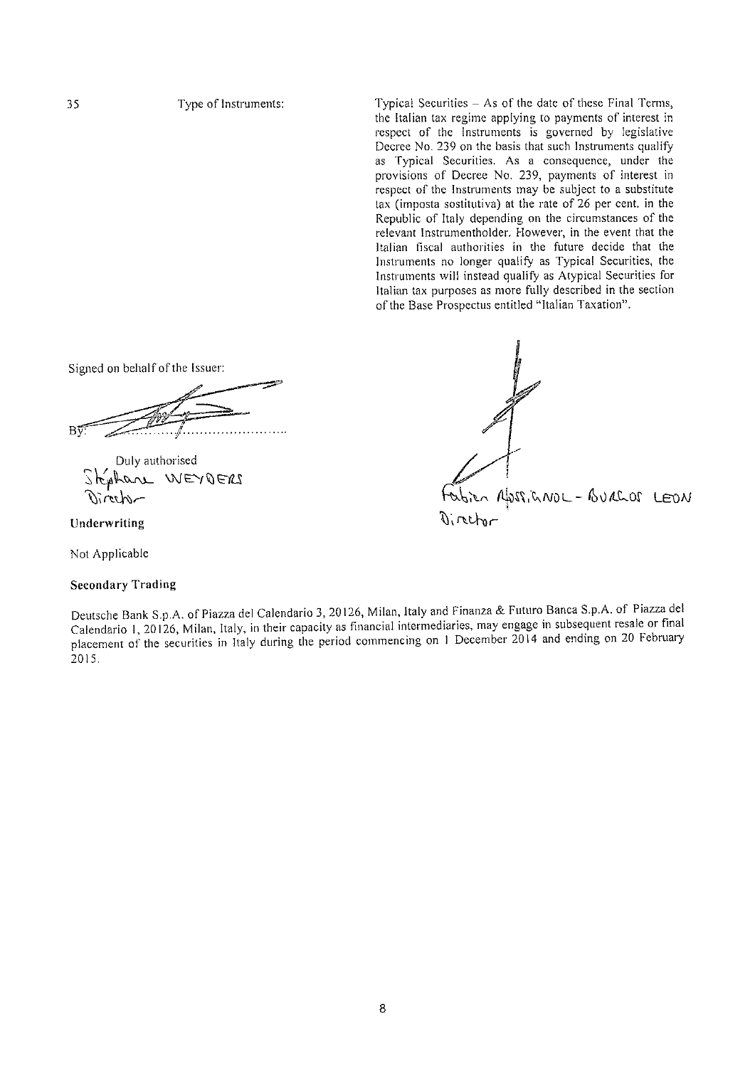| | | |
|---|---|---|
| 35 | Type of Instruments: | Typical Securities – As of the date of these Final Terms, the Italian tax regime applying to payments of interest in respect of the Instruments is governed by legislative Decree No. 239 on the basis that such Instruments qualify as Typical Securities. As a consequence, under the provisions of Decree No. 239, payments of interest in respect of the Instruments may be subject to a substitute tax (imposta sostitutiva) at the rate of 26 per cent. in the Republic of Italy depending on the circumstances of the relevant Instrumentholder. However, in the event that the Italian fiscal authorities in the future decide that the Instruments no longer qualify as Typical Securities, the Instruments will instead qualify as Atypical Securities for Italian tax purposes as more fully described in the section of the Base Prospectus entitled "Italian Taxation". |

Signed on behalf of the Issuer:

By: ..........................................

Duly authorised

Stéphane WEYDERS
Director

Fabien ROSSIGNOL - BURGOS LEON
Director

**Underwriting**

Not Applicable

**Secondary Trading**

Deutsche Bank S.p.A. of Piazza del Calendario 3, 20126, Milan, Italy and Finanza & Futuro Banca S.p.A. of Piazza del Calendario 1, 20126, Milan, Italy, in their capacity as financial intermediaries, may engage in subsequent resale or final placement of the securities in Italy during the period commencing on 1 December 2014 and ending on 20 February 2015.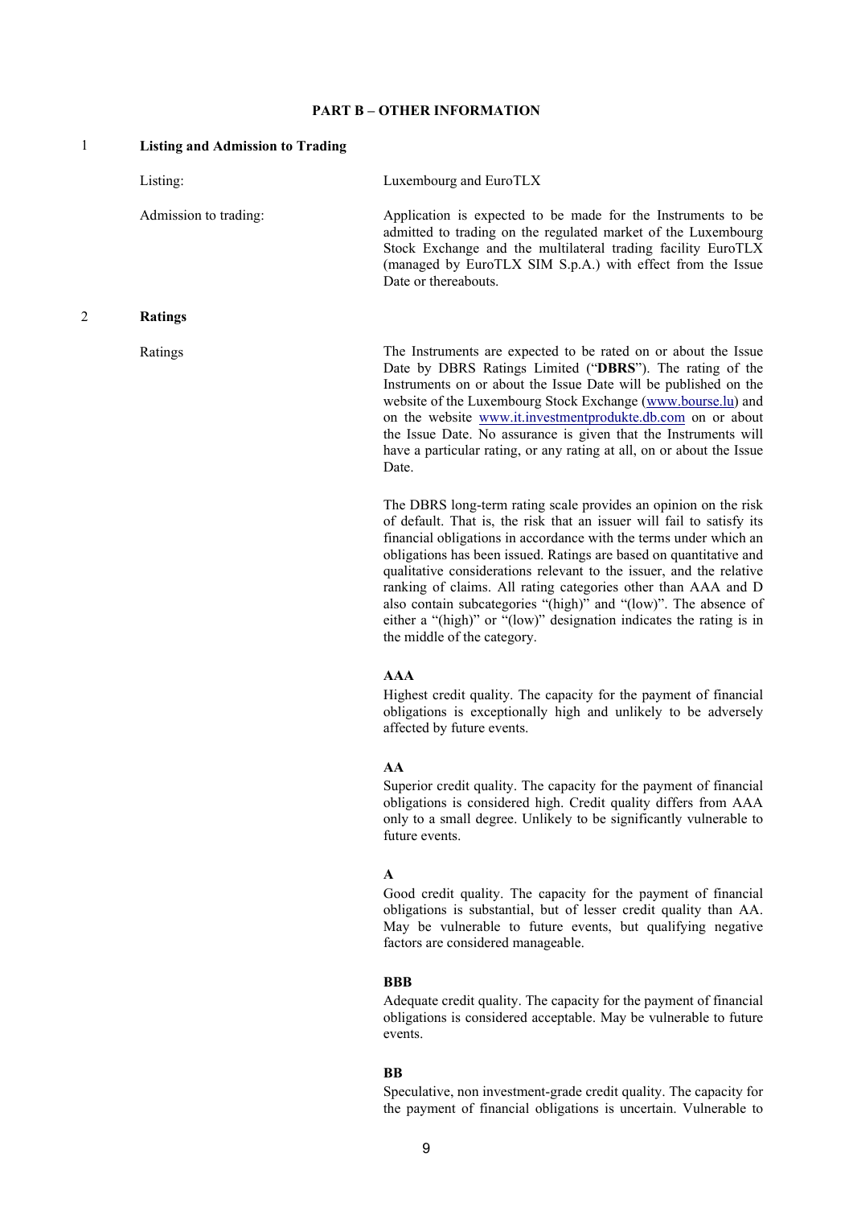## PART B – OTHER INFORMATION

### 1 Listing and Admission to Trading

| | |
|---|---|
| Listing: | Luxembourg and EuroTLX |
| Admission to trading: | Application is expected to be made for the Instruments to be admitted to trading on the regulated market of the Luxembourg Stock Exchange and the multilateral trading facility EuroTLX (managed by EuroTLX SIM S.p.A.) with effect from the Issue Date or thereabouts. |

### 2 Ratings

Ratings

The Instruments are expected to be rated on or about the Issue Date by DBRS Ratings Limited ("**DBRS**"). The rating of the Instruments on or about the Issue Date will be published on the website of the Luxembourg Stock Exchange (www.bourse.lu) and on the website www.it.investmentprodukte.db.com on or about the Issue Date. No assurance is given that the Instruments will have a particular rating, or any rating at all, on or about the Issue Date.

The DBRS long-term rating scale provides an opinion on the risk of default. That is, the risk that an issuer will fail to satisfy its financial obligations in accordance with the terms under which an obligations has been issued. Ratings are based on quantitative and qualitative considerations relevant to the issuer, and the relative ranking of claims. All rating categories other than AAA and D also contain subcategories "(high)" and "(low)". The absence of either a "(high)" or "(low)" designation indicates the rating is in the middle of the category.

**AAA**
Highest credit quality. The capacity for the payment of financial obligations is exceptionally high and unlikely to be adversely affected by future events.

**AA**
Superior credit quality. The capacity for the payment of financial obligations is considered high. Credit quality differs from AAA only to a small degree. Unlikely to be significantly vulnerable to future events.

**A**
Good credit quality. The capacity for the payment of financial obligations is substantial, but of lesser credit quality than AA. May be vulnerable to future events, but qualifying negative factors are considered manageable.

**BBB**
Adequate credit quality. The capacity for the payment of financial obligations is considered acceptable. May be vulnerable to future events.

**BB**
Speculative, non investment-grade credit quality. The capacity for the payment of financial obligations is uncertain. Vulnerable to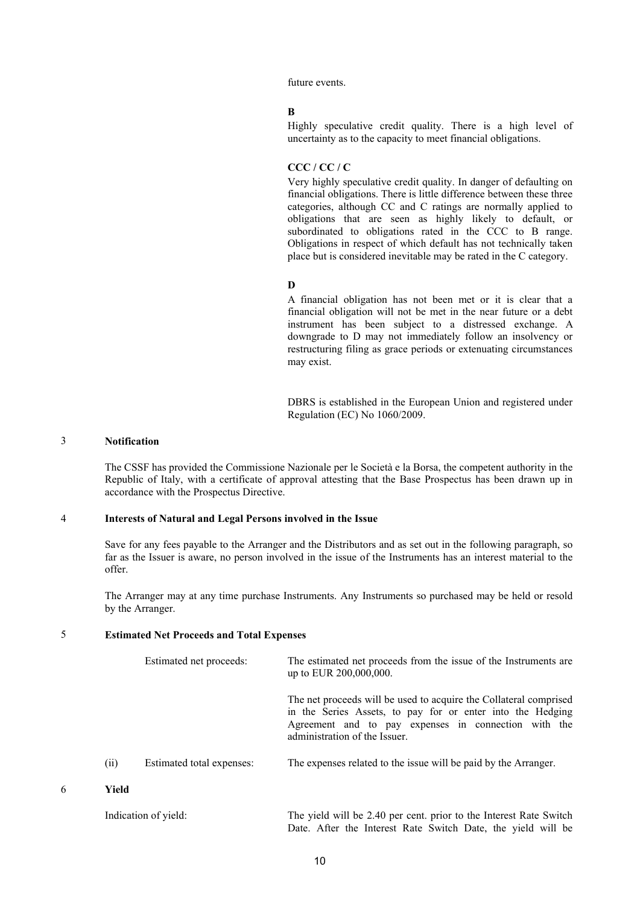future events.

**B**

Highly speculative credit quality. There is a high level of uncertainty as to the capacity to meet financial obligations.

**CCC / CC / C**

Very highly speculative credit quality. In danger of defaulting on financial obligations. There is little difference between these three categories, although CC and C ratings are normally applied to obligations that are seen as highly likely to default, or subordinated to obligations rated in the CCC to B range. Obligations in respect of which default has not technically taken place but is considered inevitable may be rated in the C category.

**D**

A financial obligation has not been met or it is clear that a financial obligation will not be met in the near future or a debt instrument has been subject to a distressed exchange. A downgrade to D may not immediately follow an insolvency or restructuring filing as grace periods or extenuating circumstances may exist.

DBRS is established in the European Union and registered under Regulation (EC) No 1060/2009.

## 3 Notification

The CSSF has provided the Commissione Nazionale per le Società e la Borsa, the competent authority in the Republic of Italy, with a certificate of approval attesting that the Base Prospectus has been drawn up in accordance with the Prospectus Directive.

## 4 Interests of Natural and Legal Persons involved in the Issue

Save for any fees payable to the Arranger and the Distributors and as set out in the following paragraph, so far as the Issuer is aware, no person involved in the issue of the Instruments has an interest material to the offer.

The Arranger may at any time purchase Instruments. Any Instruments so purchased may be held or resold by the Arranger.

## 5 Estimated Net Proceeds and Total Expenses

| | | |
|---|---|---|
| | Estimated net proceeds: | The estimated net proceeds from the issue of the Instruments are up to EUR 200,000,000.<br><br>The net proceeds will be used to acquire the Collateral comprised in the Series Assets, to pay for or enter into the Hedging Agreement and to pay expenses in connection with the administration of the Issuer. |
| (ii) | Estimated total expenses: | The expenses related to the issue will be paid by the Arranger. |

## 6 Yield

| | |
|---|---|
| Indication of yield: | The yield will be 2.40 per cent. prior to the Interest Rate Switch Date. After the Interest Rate Switch Date, the yield will be |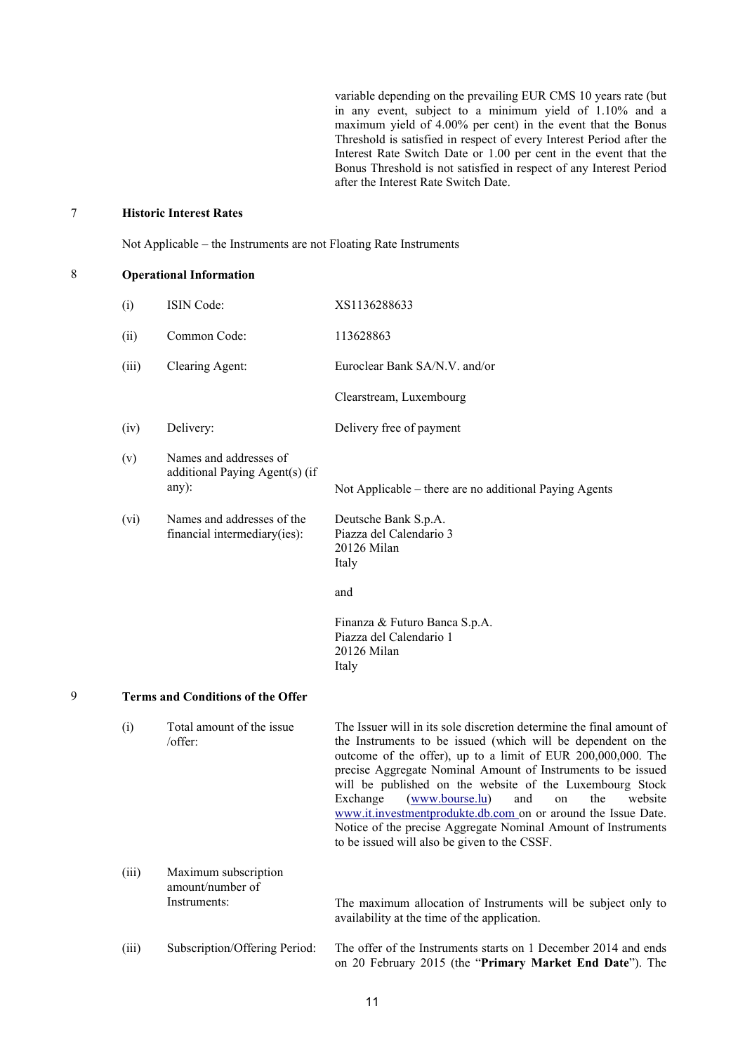variable depending on the prevailing EUR CMS 10 years rate (but in any event, subject to a minimum yield of 1.10% and a maximum yield of 4.00% per cent) in the event that the Bonus Threshold is satisfied in respect of every Interest Period after the Interest Rate Switch Date or 1.00 per cent in the event that the Bonus Threshold is not satisfied in respect of any Interest Period after the Interest Rate Switch Date.

## 7 Historic Interest Rates

Not Applicable – the Instruments are not Floating Rate Instruments

## 8 Operational Information

| | | |
|---|---|---|
| (i) | ISIN Code: | XS1136288633 |
| (ii) | Common Code: | 113628863 |
| (iii) | Clearing Agent: | Euroclear Bank SA/N.V. and/or<br><br>Clearstream, Luxembourg |
| (iv) | Delivery: | Delivery free of payment |
| (v) | Names and addresses of additional Paying Agent(s) (if any): | Not Applicable – there are no additional Paying Agents |
| (vi) | Names and addresses of the financial intermediary(ies): | Deutsche Bank S.p.A.<br>Piazza del Calendario 3<br>20126 Milan<br>Italy<br><br>and<br><br>Finanza & Futuro Banca S.p.A.<br>Piazza del Calendario 1<br>20126 Milan<br>Italy |

## 9 Terms and Conditions of the Offer

| | | |
|---|---|---|
| (i) | Total amount of the issue /offer: | The Issuer will in its sole discretion determine the final amount of the Instruments to be issued (which will be dependent on the outcome of the offer), up to a limit of EUR 200,000,000. The precise Aggregate Nominal Amount of Instruments to be issued will be published on the website of the Luxembourg Stock Exchange (www.bourse.lu) and on the website www.it.investmentprodukte.db.com on or around the Issue Date. Notice of the precise Aggregate Nominal Amount of Instruments to be issued will also be given to the CSSF. |
| (iii) | Maximum subscription amount/number of Instruments: | The maximum allocation of Instruments will be subject only to availability at the time of the application. |
| (iii) | Subscription/Offering Period: | The offer of the Instruments starts on 1 December 2014 and ends on 20 February 2015 (the "**Primary Market End Date**"). The |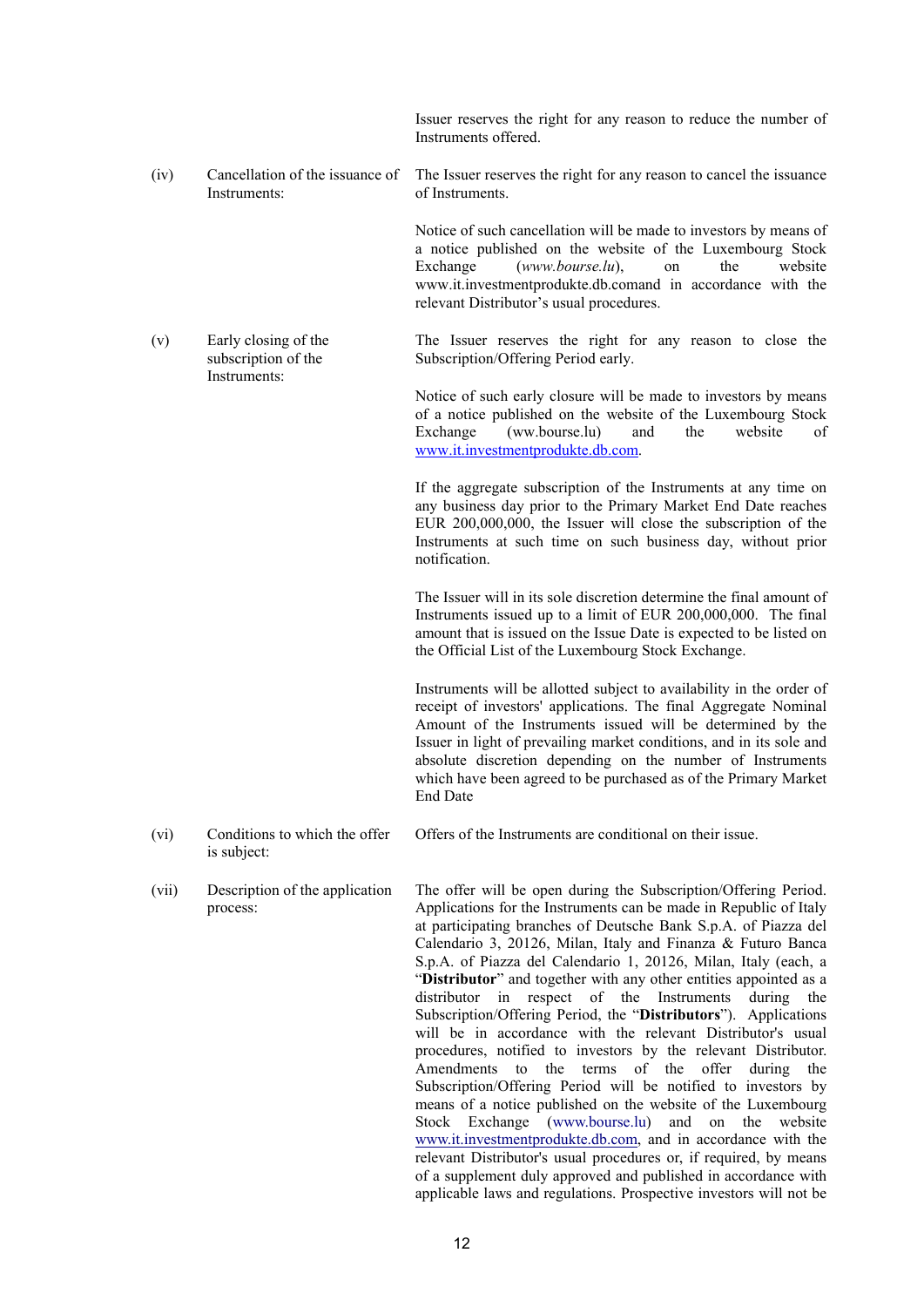Issuer reserves the right for any reason to reduce the number of Instruments offered.

| | | |
|---|---|---|
| (iv) | Cancellation of the issuance of Instruments: | The Issuer reserves the right for any reason to cancel the issuance of Instruments.<br><br>Notice of such cancellation will be made to investors by means of a notice published on the website of the Luxembourg Stock Exchange (*www.bourse.lu*), on the website www.it.investmentprodukte.db.comand in accordance with the relevant Distributor's usual procedures. |
| (v) | Early closing of the subscription of the Instruments: | The Issuer reserves the right for any reason to close the Subscription/Offering Period early.<br><br>Notice of such early closure will be made to investors by means of a notice published on the website of the Luxembourg Stock Exchange (ww.bourse.lu) and the website of www.it.investmentprodukte.db.com.<br><br>If the aggregate subscription of the Instruments at any time on any business day prior to the Primary Market End Date reaches EUR 200,000,000, the Issuer will close the subscription of the Instruments at such time on such business day, without prior notification.<br><br>The Issuer will in its sole discretion determine the final amount of Instruments issued up to a limit of EUR 200,000,000. The final amount that is issued on the Issue Date is expected to be listed on the Official List of the Luxembourg Stock Exchange.<br><br>Instruments will be allotted subject to availability in the order of receipt of investors' applications. The final Aggregate Nominal Amount of the Instruments issued will be determined by the Issuer in light of prevailing market conditions, and in its sole and absolute discretion depending on the number of Instruments which have been agreed to be purchased as of the Primary Market End Date |
| (vi) | Conditions to which the offer is subject: | Offers of the Instruments are conditional on their issue. |
| (vii) | Description of the application process: | The offer will be open during the Subscription/Offering Period. Applications for the Instruments can be made in Republic of Italy at participating branches of Deutsche Bank S.p.A. of Piazza del Calendario 3, 20126, Milan, Italy and Finanza & Futuro Banca S.p.A. of Piazza del Calendario 1, 20126, Milan, Italy (each, a "**Distributor**" and together with any other entities appointed as a distributor in respect of the Instruments during the Subscription/Offering Period, the "**Distributors**"). Applications will be in accordance with the relevant Distributor's usual procedures, notified to investors by the relevant Distributor. Amendments to the terms of the offer during the Subscription/Offering Period will be notified to investors by means of a notice published on the website of the Luxembourg Stock Exchange (www.bourse.lu) and on the website www.it.investmentprodukte.db.com, and in accordance with the relevant Distributor's usual procedures or, if required, by means of a supplement duly approved and published in accordance with applicable laws and regulations. Prospective investors will not be |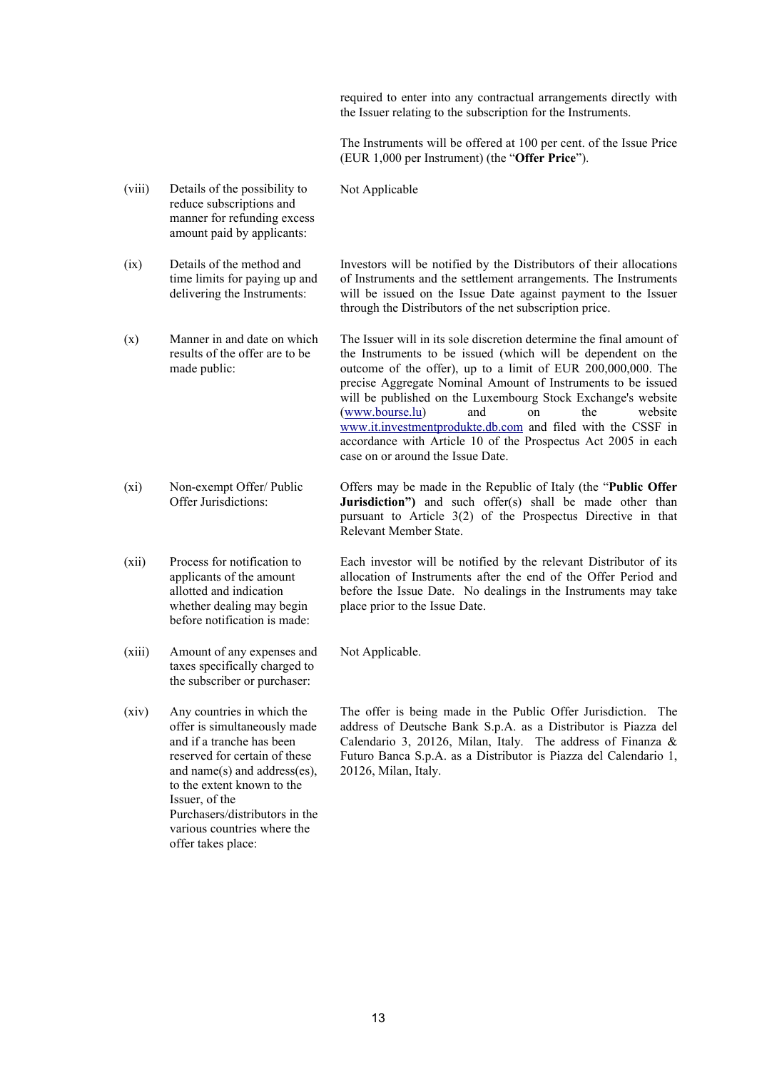required to enter into any contractual arrangements directly with the Issuer relating to the subscription for the Instruments.

The Instruments will be offered at 100 per cent. of the Issue Price (EUR 1,000 per Instrument) (the "**Offer Price**").

| | | |
|---|---|---|
| (viii) | Details of the possibility to reduce subscriptions and manner for refunding excess amount paid by applicants: | Not Applicable |
| (ix) | Details of the method and time limits for paying up and delivering the Instruments: | Investors will be notified by the Distributors of their allocations of Instruments and the settlement arrangements. The Instruments will be issued on the Issue Date against payment to the Issuer through the Distributors of the net subscription price. |
| (x) | Manner in and date on which results of the offer are to be made public: | The Issuer will in its sole discretion determine the final amount of the Instruments to be issued (which will be dependent on the outcome of the offer), up to a limit of EUR 200,000,000. The precise Aggregate Nominal Amount of Instruments to be issued will be published on the Luxembourg Stock Exchange's website (www.bourse.lu) and on the website www.it.investmentprodukte.db.com and filed with the CSSF in accordance with Article 10 of the Prospectus Act 2005 in each case on or around the Issue Date. |
| (xi) | Non-exempt Offer/ Public Offer Jurisdictions: | Offers may be made in the Republic of Italy (the "**Public Offer Jurisdiction")** and such offer(s) shall be made other than pursuant to Article 3(2) of the Prospectus Directive in that Relevant Member State. |
| (xii) | Process for notification to applicants of the amount allotted and indication whether dealing may begin before notification is made: | Each investor will be notified by the relevant Distributor of its allocation of Instruments after the end of the Offer Period and before the Issue Date. No dealings in the Instruments may take place prior to the Issue Date. |
| (xiii) | Amount of any expenses and taxes specifically charged to the subscriber or purchaser: | Not Applicable. |
| (xiv) | Any countries in which the offer is simultaneously made and if a tranche has been reserved for certain of these and name(s) and address(es), to the extent known to the Issuer, of the Purchasers/distributors in the various countries where the offer takes place: | The offer is being made in the Public Offer Jurisdiction. The address of Deutsche Bank S.p.A. as a Distributor is Piazza del Calendario 3, 20126, Milan, Italy. The address of Finanza & Futuro Banca S.p.A. as a Distributor is Piazza del Calendario 1, 20126, Milan, Italy. |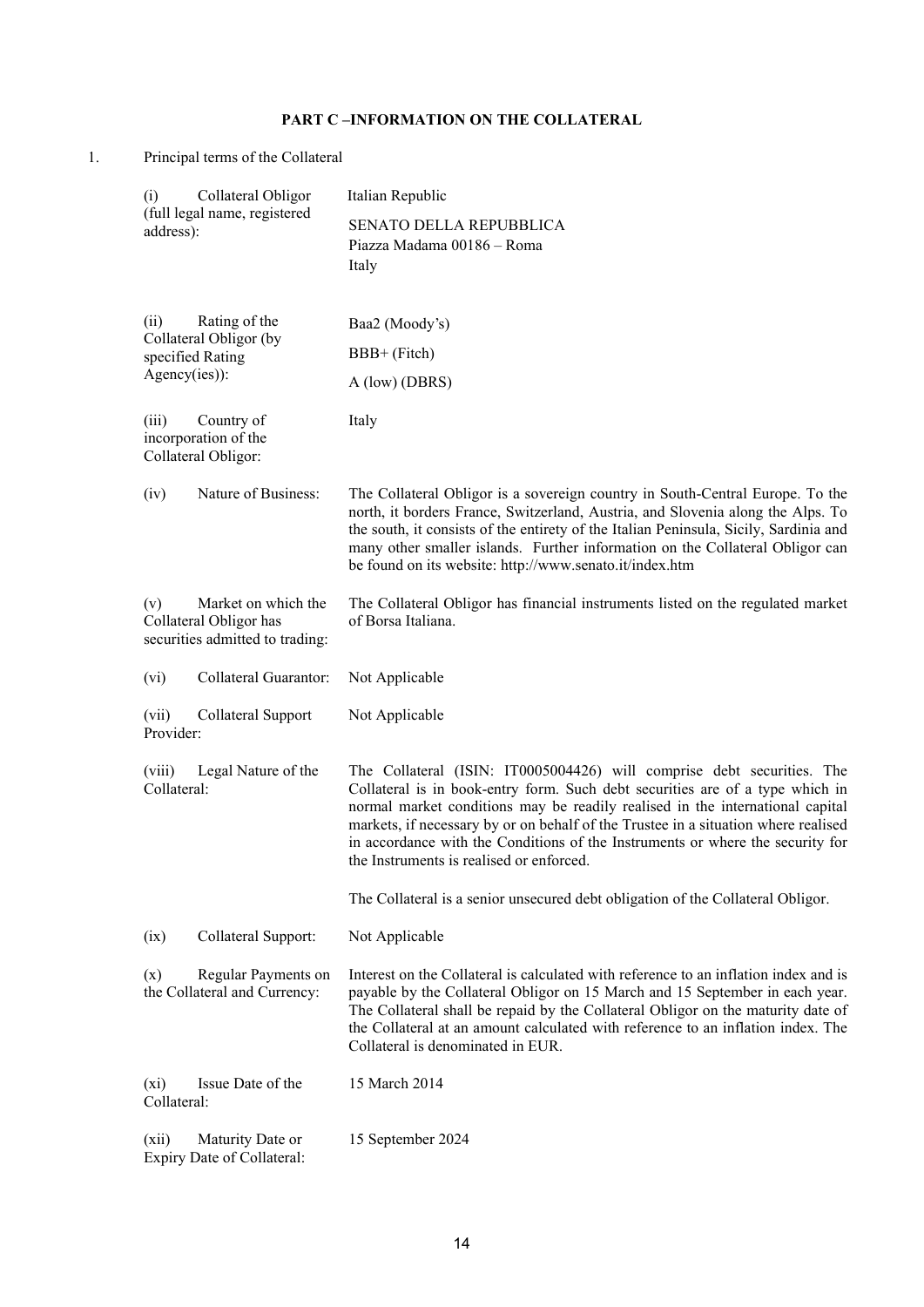## PART C –INFORMATION ON THE COLLATERAL

1. Principal terms of the Collateral

| | |
|---|---|
| (i) Collateral Obligor (full legal name, registered address): | Italian Republic<br><br>SENATO DELLA REPUBBLICA<br>Piazza Madama 00186 – Roma<br>Italy |
| (ii) Rating of the Collateral Obligor (by specified Rating Agency(ies)): | Baa2 (Moody's)<br><br>BBB+ (Fitch)<br><br>A (low) (DBRS) |
| (iii) Country of incorporation of the Collateral Obligor: | Italy |
| (iv) Nature of Business: | The Collateral Obligor is a sovereign country in South-Central Europe. To the north, it borders France, Switzerland, Austria, and Slovenia along the Alps. To the south, it consists of the entirety of the Italian Peninsula, Sicily, Sardinia and many other smaller islands. Further information on the Collateral Obligor can be found on its website: http://www.senato.it/index.htm |
| (v) Market on which the Collateral Obligor has securities admitted to trading: | The Collateral Obligor has financial instruments listed on the regulated market of Borsa Italiana. |
| (vi) Collateral Guarantor: | Not Applicable |
| (vii) Collateral Support Provider: | Not Applicable |
| (viii) Legal Nature of the Collateral: | The Collateral (ISIN: IT0005004426) will comprise debt securities. The Collateral is in book-entry form. Such debt securities are of a type which in normal market conditions may be readily realised in the international capital markets, if necessary by or on behalf of the Trustee in a situation where realised in accordance with the Conditions of the Instruments or where the security for the Instruments is realised or enforced.<br><br>The Collateral is a senior unsecured debt obligation of the Collateral Obligor. |
| (ix) Collateral Support: | Not Applicable |
| (x) Regular Payments on the Collateral and Currency: | Interest on the Collateral is calculated with reference to an inflation index and is payable by the Collateral Obligor on 15 March and 15 September in each year. The Collateral shall be repaid by the Collateral Obligor on the maturity date of the Collateral at an amount calculated with reference to an inflation index. The Collateral is denominated in EUR. |
| (xi) Issue Date of the Collateral: | 15 March 2014 |
| (xii) Maturity Date or Expiry Date of Collateral: | 15 September 2024 |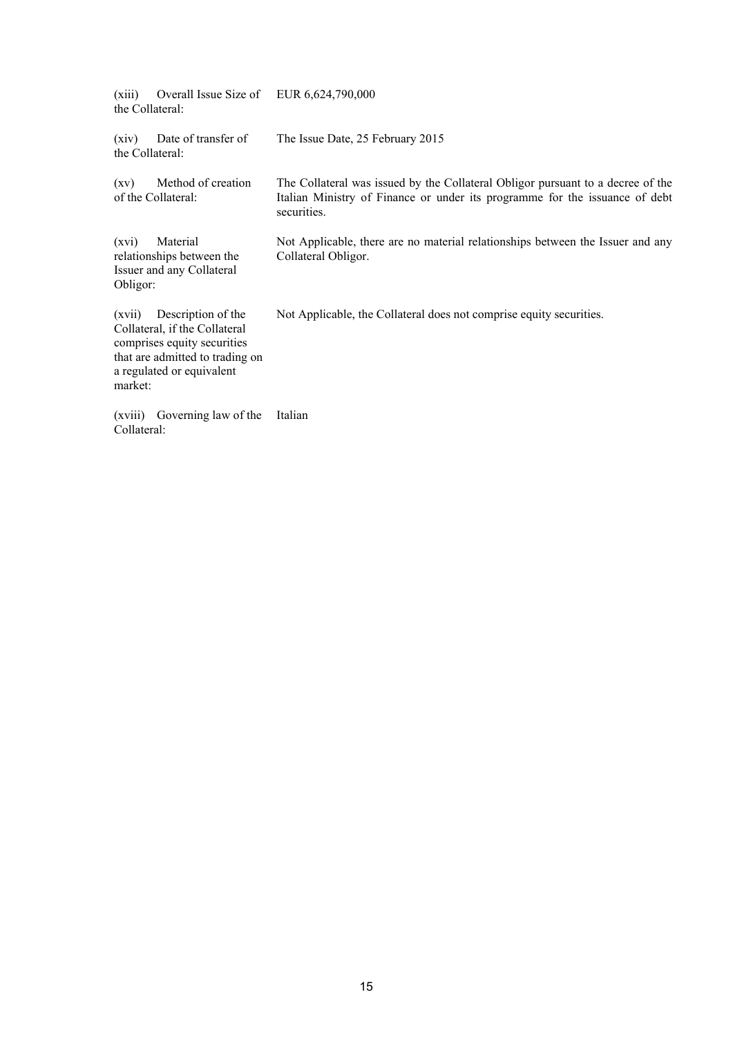| | |
|---|---|
| (xiii) Overall Issue Size of the Collateral: | EUR 6,624,790,000 |
| (xiv) Date of transfer of the Collateral: | The Issue Date, 25 February 2015 |
| (xv) Method of creation of the Collateral: | The Collateral was issued by the Collateral Obligor pursuant to a decree of the Italian Ministry of Finance or under its programme for the issuance of debt securities. |
| (xvi) Material relationships between the Issuer and any Collateral Obligor: | Not Applicable, there are no material relationships between the Issuer and any Collateral Obligor. |
| (xvii) Description of the Collateral, if the Collateral comprises equity securities that are admitted to trading on a regulated or equivalent market: | Not Applicable, the Collateral does not comprise equity securities. |
| (xviii) Governing law of the Collateral: | Italian |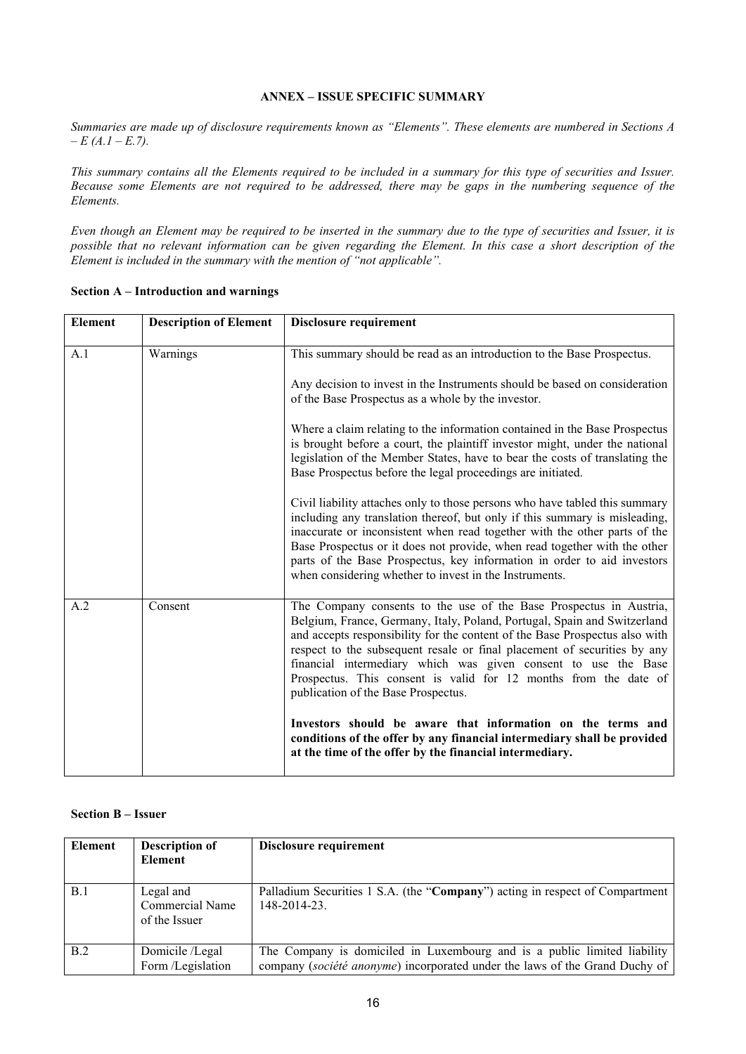**ANNEX – ISSUE SPECIFIC SUMMARY**

*Summaries are made up of disclosure requirements known as "Elements". These elements are numbered in Sections A – E (A.1 – E.7).*

*This summary contains all the Elements required to be included in a summary for this type of securities and Issuer. Because some Elements are not required to be addressed, there may be gaps in the numbering sequence of the Elements.*

*Even though an Element may be required to be inserted in the summary due to the type of securities and Issuer, it is possible that no relevant information can be given regarding the Element. In this case a short description of the Element is included in the summary with the mention of "not applicable".*

**Section A – Introduction and warnings**

| **Element** | **Description of Element** | **Disclosure requirement** |
|---|---|---|
| A.1 | Warnings | This summary should be read as an introduction to the Base Prospectus.<br><br>Any decision to invest in the Instruments should be based on consideration of the Base Prospectus as a whole by the investor.<br><br>Where a claim relating to the information contained in the Base Prospectus is brought before a court, the plaintiff investor might, under the national legislation of the Member States, have to bear the costs of translating the Base Prospectus before the legal proceedings are initiated.<br><br>Civil liability attaches only to those persons who have tabled this summary including any translation thereof, but only if this summary is misleading, inaccurate or inconsistent when read together with the other parts of the Base Prospectus or it does not provide, when read together with the other parts of the Base Prospectus, key information in order to aid investors when considering whether to invest in the Instruments. |
| A.2 | Consent | The Company consents to the use of the Base Prospectus in Austria, Belgium, France, Germany, Italy, Poland, Portugal, Spain and Switzerland and accepts responsibility for the content of the Base Prospectus also with respect to the subsequent resale or final placement of securities by any financial intermediary which was given consent to use the Base Prospectus. This consent is valid for 12 months from the date of publication of the Base Prospectus.<br><br>**Investors should be aware that information on the terms and conditions of the offer by any financial intermediary shall be provided at the time of the offer by the financial intermediary.** |

**Section B – Issuer**

| **Element** | **Description of Element** | **Disclosure requirement** |
|---|---|---|
| B.1 | Legal and Commercial Name of the Issuer | Palladium Securities 1 S.A. (the "**Company**") acting in respect of Compartment 148-2014-23. |
| B.2 | Domicile /Legal Form /Legislation | The Company is domiciled in Luxembourg and is a public limited liability company (*société anonyme*) incorporated under the laws of the Grand Duchy of |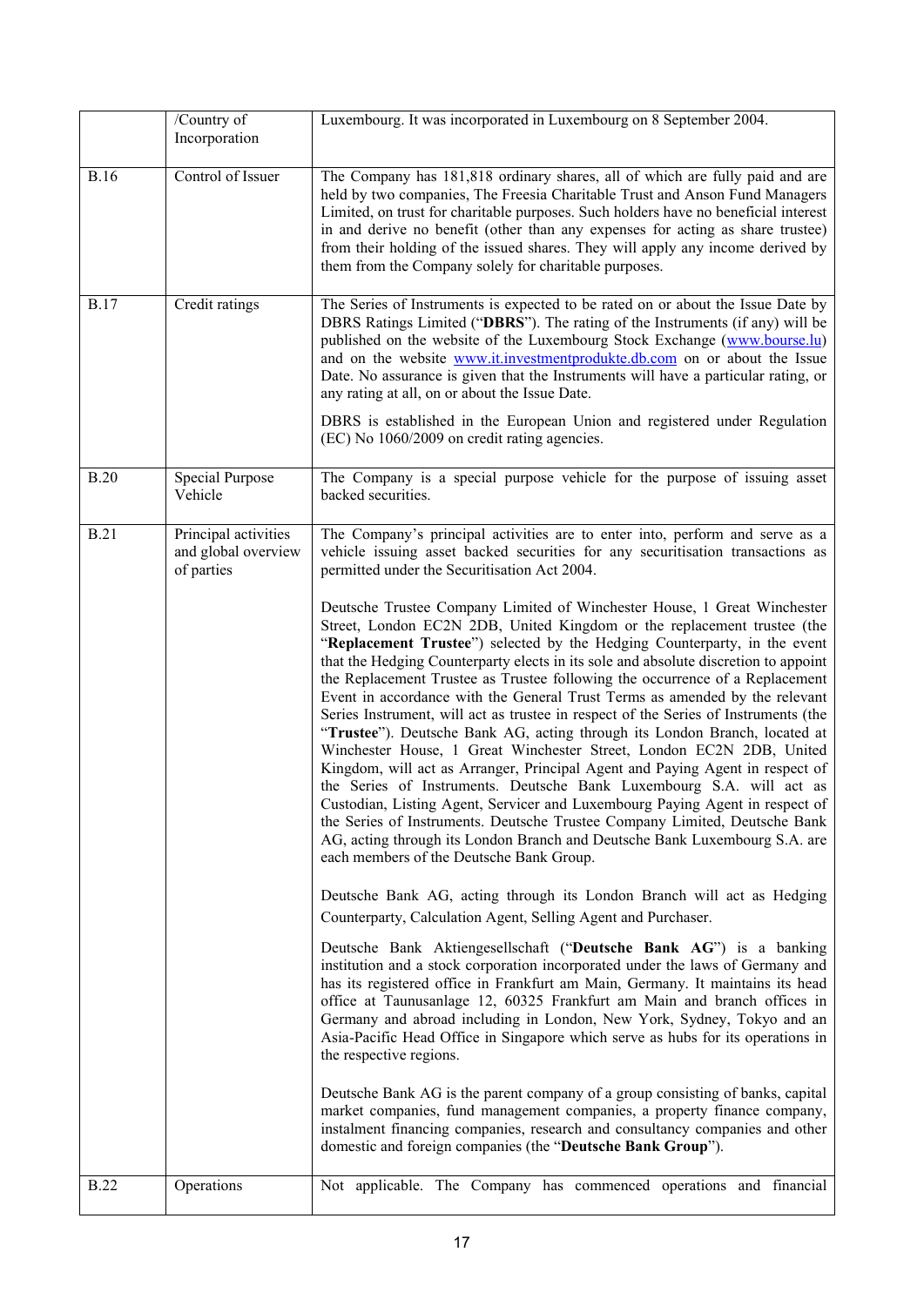| | | |
|---|---|---|
| | /Country of Incorporation | Luxembourg. It was incorporated in Luxembourg on 8 September 2004. |
| B.16 | Control of Issuer | The Company has 181,818 ordinary shares, all of which are fully paid and are held by two companies, The Freesia Charitable Trust and Anson Fund Managers Limited, on trust for charitable purposes. Such holders have no beneficial interest in and derive no benefit (other than any expenses for acting as share trustee) from their holding of the issued shares. They will apply any income derived by them from the Company solely for charitable purposes. |
| B.17 | Credit ratings | The Series of Instruments is expected to be rated on or about the Issue Date by DBRS Ratings Limited ("**DBRS**"). The rating of the Instruments (if any) will be published on the website of the Luxembourg Stock Exchange (www.bourse.lu) and on the website www.it.investmentprodukte.db.com on or about the Issue Date. No assurance is given that the Instruments will have a particular rating, or any rating at all, on or about the Issue Date.<br><br>DBRS is established in the European Union and registered under Regulation (EC) No 1060/2009 on credit rating agencies. |
| B.20 | Special Purpose Vehicle | The Company is a special purpose vehicle for the purpose of issuing asset backed securities. |
| B.21 | Principal activities and global overview of parties | The Company's principal activities are to enter into, perform and serve as a vehicle issuing asset backed securities for any securitisation transactions as permitted under the Securitisation Act 2004.<br><br>Deutsche Trustee Company Limited of Winchester House, 1 Great Winchester Street, London EC2N 2DB, United Kingdom or the replacement trustee (the "**Replacement Trustee**") selected by the Hedging Counterparty, in the event that the Hedging Counterparty elects in its sole and absolute discretion to appoint the Replacement Trustee as Trustee following the occurrence of a Replacement Event in accordance with the General Trust Terms as amended by the relevant Series Instrument, will act as trustee in respect of the Series of Instruments (the "**Trustee**"). Deutsche Bank AG, acting through its London Branch, located at Winchester House, 1 Great Winchester Street, London EC2N 2DB, United Kingdom, will act as Arranger, Principal Agent and Paying Agent in respect of the Series of Instruments. Deutsche Bank Luxembourg S.A. will act as Custodian, Listing Agent, Servicer and Luxembourg Paying Agent in respect of the Series of Instruments. Deutsche Trustee Company Limited, Deutsche Bank AG, acting through its London Branch and Deutsche Bank Luxembourg S.A. are each members of the Deutsche Bank Group.<br><br>Deutsche Bank AG, acting through its London Branch will act as Hedging Counterparty, Calculation Agent, Selling Agent and Purchaser.<br><br>Deutsche Bank Aktiengesellschaft ("**Deutsche Bank AG**") is a banking institution and a stock corporation incorporated under the laws of Germany and has its registered office in Frankfurt am Main, Germany. It maintains its head office at Taunusanlage 12, 60325 Frankfurt am Main and branch offices in Germany and abroad including in London, New York, Sydney, Tokyo and an Asia-Pacific Head Office in Singapore which serve as hubs for its operations in the respective regions.<br><br>Deutsche Bank AG is the parent company of a group consisting of banks, capital market companies, fund management companies, a property finance company, instalment financing companies, research and consultancy companies and other domestic and foreign companies (the "**Deutsche Bank Group**"). |
| B.22 | Operations | Not applicable. The Company has commenced operations and financial |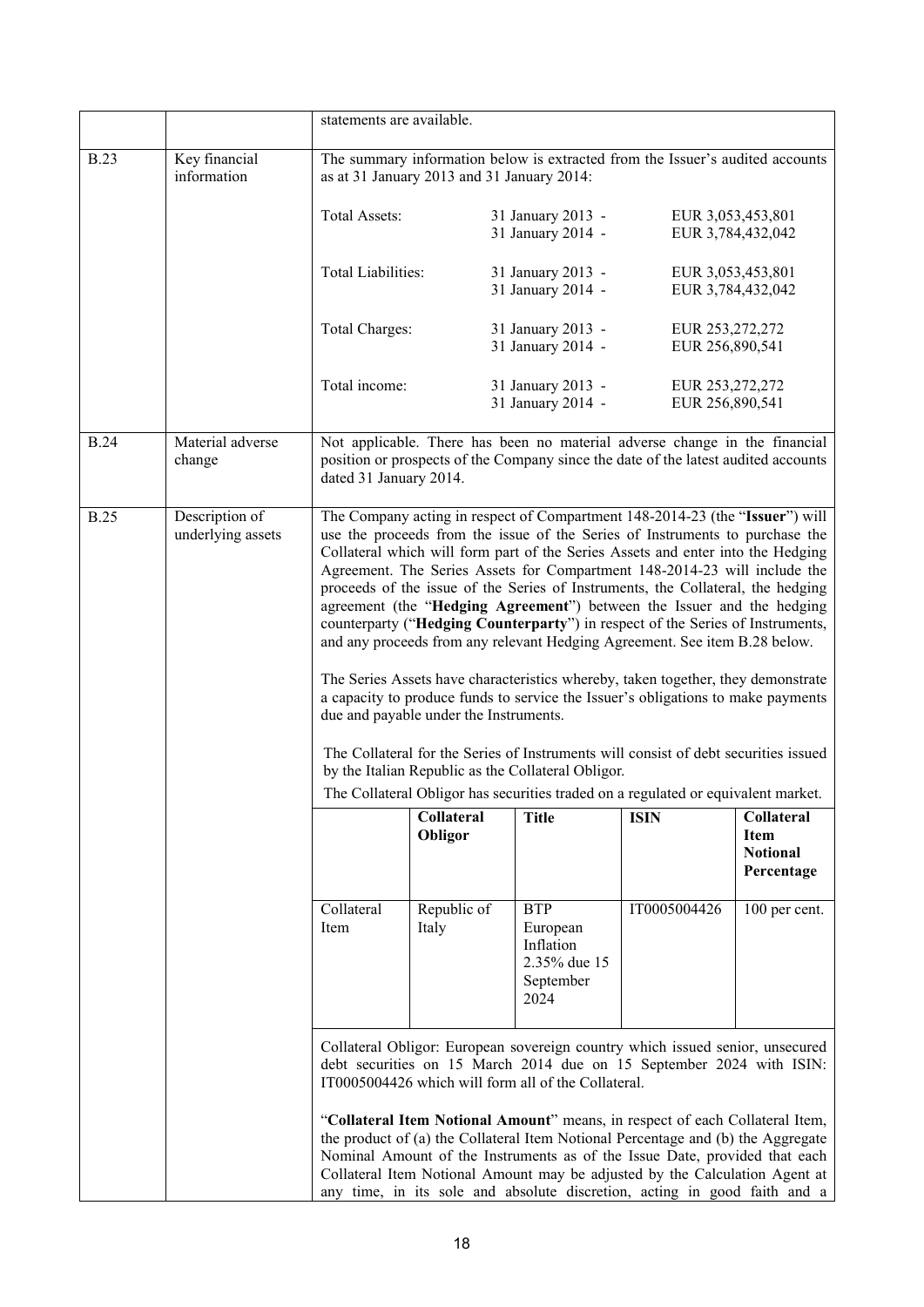| | | |
|---|---|---|
| | | statements are available. |
| B.23 | Key financial information | The summary information below is extracted from the Issuer's audited accounts as at 31 January 2013 and 31 January 2014:<br><br>Total Assets: 31 January 2013 - EUR 3,053,453,801<br>31 January 2014 - EUR 3,784,432,042<br><br>Total Liabilities: 31 January 2013 - EUR 3,053,453,801<br>31 January 2014 - EUR 3,784,432,042<br><br>Total Charges: 31 January 2013 - EUR 253,272,272<br>31 January 2014 - EUR 256,890,541<br><br>Total income: 31 January 2013 - EUR 253,272,272<br>31 January 2014 - EUR 256,890,541 |
| B.24 | Material adverse change | Not applicable. There has been no material adverse change in the financial position or prospects of the Company since the date of the latest audited accounts dated 31 January 2014. |
| B.25 | Description of underlying assets | The Company acting in respect of Compartment 148-2014-23 (the "**Issuer**") will use the proceeds from the issue of the Series of Instruments to purchase the Collateral which will form part of the Series Assets and enter into the Hedging Agreement. The Series Assets for Compartment 148-2014-23 will include the proceeds of the issue of the Series of Instruments, the Collateral, the hedging agreement (the "**Hedging Agreement**") between the Issuer and the hedging counterparty ("**Hedging Counterparty**") in respect of the Series of Instruments, and any proceeds from any relevant Hedging Agreement. See item B.28 below.<br><br>The Series Assets have characteristics whereby, taken together, they demonstrate a capacity to produce funds to service the Issuer's obligations to make payments due and payable under the Instruments.<br><br>The Collateral for the Series of Instruments will consist of debt securities issued by the Italian Republic as the Collateral Obligor.<br><br>The Collateral Obligor has securities traded on a regulated or equivalent market. |

| | Collateral Obligor | Title | ISIN | Collateral Item Notional Percentage |
|---|---|---|---|---|
| Collateral Item | Republic of Italy | BTP European Inflation 2.35% due 15 September 2024 | IT0005004426 | 100 per cent. |

Collateral Obligor: European sovereign country which issued senior, unsecured debt securities on 15 March 2014 due on 15 September 2024 with ISIN: IT0005004426 which will form all of the Collateral.

"**Collateral Item Notional Amount**" means, in respect of each Collateral Item, the product of (a) the Collateral Item Notional Percentage and (b) the Aggregate Nominal Amount of the Instruments as of the Issue Date, provided that each Collateral Item Notional Amount may be adjusted by the Calculation Agent at any time, in its sole and absolute discretion, acting in good faith and a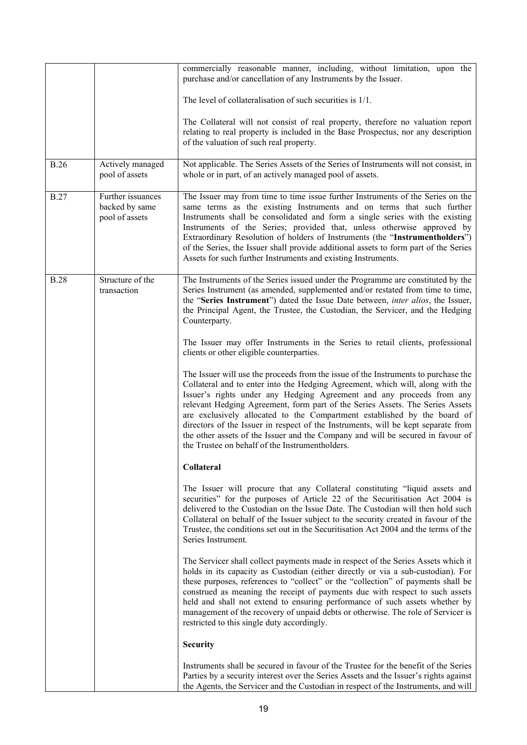| | | |
|---|---|---|
| | | commercially reasonable manner, including, without limitation, upon the purchase and/or cancellation of any Instruments by the Issuer.<br><br>The level of collateralisation of such securities is 1/1.<br><br>The Collateral will not consist of real property, therefore no valuation report relating to real property is included in the Base Prospectus, nor any description of the valuation of such real property. |
| B.26 | Actively managed pool of assets | Not applicable. The Series Assets of the Series of Instruments will not consist, in whole or in part, of an actively managed pool of assets. |
| B.27 | Further issuances backed by same pool of assets | The Issuer may from time to time issue further Instruments of the Series on the same terms as the existing Instruments and on terms that such further Instruments shall be consolidated and form a single series with the existing Instruments of the Series; provided that, unless otherwise approved by Extraordinary Resolution of holders of Instruments (the "**Instrumentholders**") of the Series, the Issuer shall provide additional assets to form part of the Series Assets for such further Instruments and existing Instruments. |
| B.28 | Structure of the transaction | The Instruments of the Series issued under the Programme are constituted by the Series Instrument (as amended, supplemented and/or restated from time to time, the "**Series Instrument**") dated the Issue Date between, *inter alios*, the Issuer, the Principal Agent, the Trustee, the Custodian, the Servicer, and the Hedging Counterparty.<br><br>The Issuer may offer Instruments in the Series to retail clients, professional clients or other eligible counterparties.<br><br>The Issuer will use the proceeds from the issue of the Instruments to purchase the Collateral and to enter into the Hedging Agreement, which will, along with the Issuer's rights under any Hedging Agreement and any proceeds from any relevant Hedging Agreement, form part of the Series Assets. The Series Assets are exclusively allocated to the Compartment established by the board of directors of the Issuer in respect of the Instruments, will be kept separate from the other assets of the Issuer and the Company and will be secured in favour of the Trustee on behalf of the Instrumentholders.<br><br>**Collateral**<br><br>The Issuer will procure that any Collateral constituting "liquid assets and securities" for the purposes of Article 22 of the Securitisation Act 2004 is delivered to the Custodian on the Issue Date. The Custodian will then hold such Collateral on behalf of the Issuer subject to the security created in favour of the Trustee, the conditions set out in the Securitisation Act 2004 and the terms of the Series Instrument.<br><br>The Servicer shall collect payments made in respect of the Series Assets which it holds in its capacity as Custodian (either directly or via a sub-custodian). For these purposes, references to "collect" or the "collection" of payments shall be construed as meaning the receipt of payments due with respect to such assets held and shall not extend to ensuring performance of such assets whether by management of the recovery of unpaid debts or otherwise. The role of Servicer is restricted to this single duty accordingly.<br><br>**Security**<br><br>Instruments shall be secured in favour of the Trustee for the benefit of the Series Parties by a security interest over the Series Assets and the Issuer's rights against the Agents, the Servicer and the Custodian in respect of the Instruments, and will |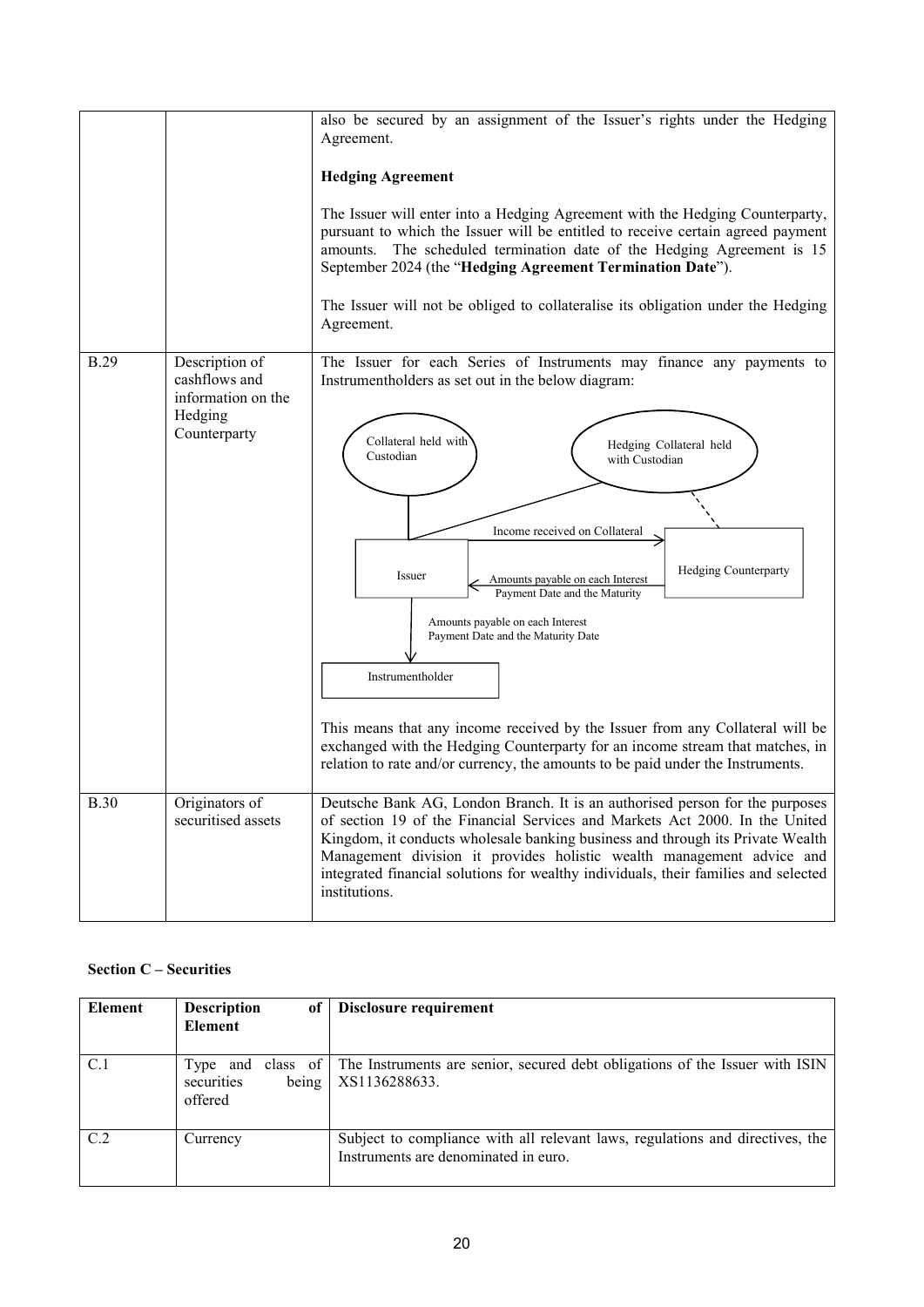| | | also be secured by an assignment of the Issuer's rights under the Hedging Agreement.<br><br>**Hedging Agreement**<br><br>The Issuer will enter into a Hedging Agreement with the Hedging Counterparty, pursuant to which the Issuer will be entitled to receive certain agreed payment amounts. The scheduled termination date of the Hedging Agreement is 15 September 2024 (the "**Hedging Agreement Termination Date**").<br><br>The Issuer will not be obliged to collateralise its obligation under the Hedging Agreement. |
|---|---|---|
| B.29 | Description of cashflows and information on the Hedging Counterparty | The Issuer for each Series of Instruments may finance any payments to Instrumentholders as set out in the below diagram:<br><br>Collateral held with Custodian<br>Hedging Collateral held with Custodian<br>Income received on Collateral<br>Issuer<br>Hedging Counterparty<br>Amounts payable on each Interest Payment Date and the Maturity<br>Amounts payable on each Interest Payment Date and the Maturity Date<br>Instrumentholder<br><br>This means that any income received by the Issuer from any Collateral will be exchanged with the Hedging Counterparty for an income stream that matches, in relation to rate and/or currency, the amounts to be paid under the Instruments. |
| B.30 | Originators of securitised assets | Deutsche Bank AG, London Branch. It is an authorised person for the purposes of section 19 of the Financial Services and Markets Act 2000. In the United Kingdom, it conducts wholesale banking business and through its Private Wealth Management division it provides holistic wealth management advice and integrated financial solutions for wealthy individuals, their families and selected institutions. |

**Section C – Securities**

| Element | Description of Element | Disclosure requirement |
|---|---|---|
| C.1 | Type and class of securities being offered | The Instruments are senior, secured debt obligations of the Issuer with ISIN XS1136288633. |
| C.2 | Currency | Subject to compliance with all relevant laws, regulations and directives, the Instruments are denominated in euro. |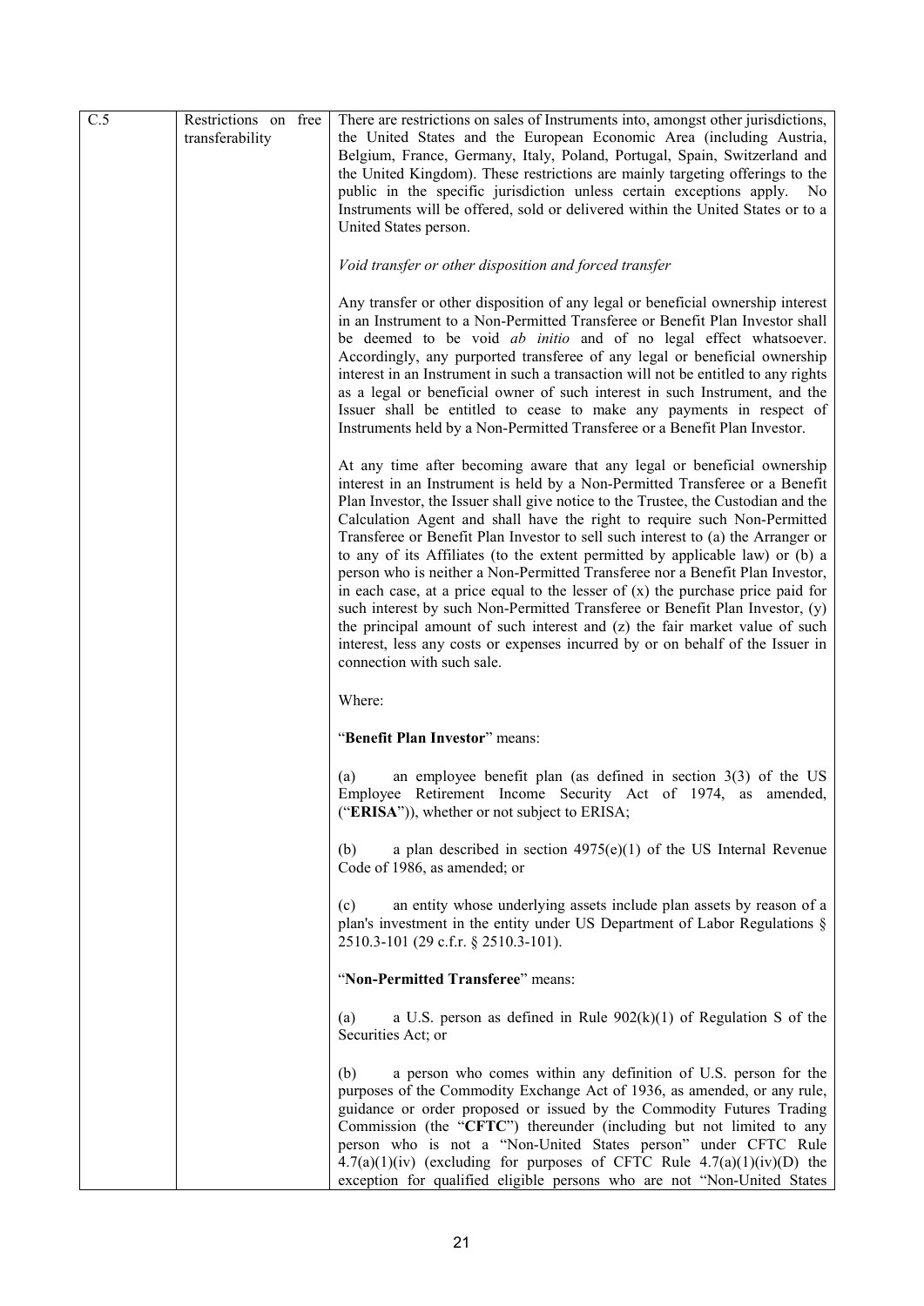| C.5 | Restrictions on free transferability | There are restrictions on sales of Instruments into, amongst other jurisdictions, the United States and the European Economic Area (including Austria, Belgium, France, Germany, Italy, Poland, Portugal, Spain, Switzerland and the United Kingdom). These restrictions are mainly targeting offerings to the public in the specific jurisdiction unless certain exceptions apply. No Instruments will be offered, sold or delivered within the United States or to a United States person.<br><br>*Void transfer or other disposition and forced transfer*<br><br>Any transfer or other disposition of any legal or beneficial ownership interest in an Instrument to a Non-Permitted Transferee or Benefit Plan Investor shall be deemed to be void *ab initio* and of no legal effect whatsoever. Accordingly, any purported transferee of any legal or beneficial ownership interest in an Instrument in such a transaction will not be entitled to any rights as a legal or beneficial owner of such interest in such Instrument, and the Issuer shall be entitled to cease to make any payments in respect of Instruments held by a Non-Permitted Transferee or a Benefit Plan Investor.<br><br>At any time after becoming aware that any legal or beneficial ownership interest in an Instrument is held by a Non-Permitted Transferee or a Benefit Plan Investor, the Issuer shall give notice to the Trustee, the Custodian and the Calculation Agent and shall have the right to require such Non-Permitted Transferee or Benefit Plan Investor to sell such interest to (a) the Arranger or to any of its Affiliates (to the extent permitted by applicable law) or (b) a person who is neither a Non-Permitted Transferee nor a Benefit Plan Investor, in each case, at a price equal to the lesser of (x) the purchase price paid for such interest by such Non-Permitted Transferee or Benefit Plan Investor, (y) the principal amount of such interest and (z) the fair market value of such interest, less any costs or expenses incurred by or on behalf of the Issuer in connection with such sale.<br><br>Where:<br><br>"**Benefit Plan Investor**" means:<br><br>(a) an employee benefit plan (as defined in section 3(3) of the US Employee Retirement Income Security Act of 1974, as amended, ("**ERISA**")), whether or not subject to ERISA;<br><br>(b) a plan described in section 4975(e)(1) of the US Internal Revenue Code of 1986, as amended; or<br><br>(c) an entity whose underlying assets include plan assets by reason of a plan's investment in the entity under US Department of Labor Regulations § 2510.3-101 (29 c.f.r. § 2510.3-101).<br><br>"**Non-Permitted Transferee**" means:<br><br>(a) a U.S. person as defined in Rule 902(k)(1) of Regulation S of the Securities Act; or<br><br>(b) a person who comes within any definition of U.S. person for the purposes of the Commodity Exchange Act of 1936, as amended, or any rule, guidance or order proposed or issued by the Commodity Futures Trading Commission (the "**CFTC**") thereunder (including but not limited to any person who is not a "Non-United States person" under CFTC Rule 4.7(a)(1)(iv) (excluding for purposes of CFTC Rule 4.7(a)(1)(iv)(D) the exception for qualified eligible persons who are not "Non-United States |
|---|---|---|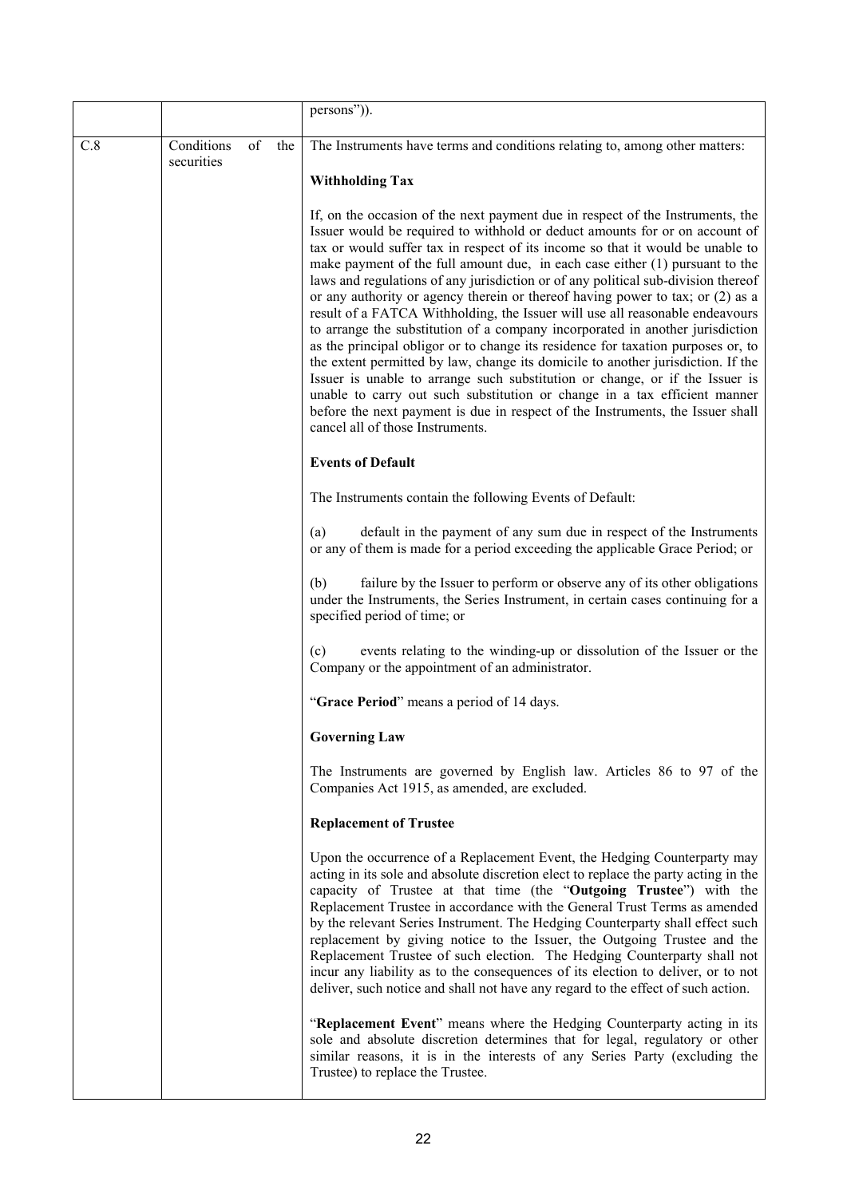| | | |
|---|---|---|
| | | persons")). |
| C.8 | Conditions of the securities | The Instruments have terms and conditions relating to, among other matters:<br><br>**Withholding Tax**<br><br>If, on the occasion of the next payment due in respect of the Instruments, the Issuer would be required to withhold or deduct amounts for or on account of tax or would suffer tax in respect of its income so that it would be unable to make payment of the full amount due, in each case either (1) pursuant to the laws and regulations of any jurisdiction or of any political sub-division thereof or any authority or agency therein or thereof having power to tax; or (2) as a result of a FATCA Withholding, the Issuer will use all reasonable endeavours to arrange the substitution of a company incorporated in another jurisdiction as the principal obligor or to change its residence for taxation purposes or, to the extent permitted by law, change its domicile to another jurisdiction. If the Issuer is unable to arrange such substitution or change, or if the Issuer is unable to carry out such substitution or change in a tax efficient manner before the next payment is due in respect of the Instruments, the Issuer shall cancel all of those Instruments.<br><br>**Events of Default**<br><br>The Instruments contain the following Events of Default:<br><br>(a) default in the payment of any sum due in respect of the Instruments or any of them is made for a period exceeding the applicable Grace Period; or<br><br>(b) failure by the Issuer to perform or observe any of its other obligations under the Instruments, the Series Instrument, in certain cases continuing for a specified period of time; or<br><br>(c) events relating to the winding-up or dissolution of the Issuer or the Company or the appointment of an administrator.<br><br>"**Grace Period**" means a period of 14 days.<br><br>**Governing Law**<br><br>The Instruments are governed by English law. Articles 86 to 97 of the Companies Act 1915, as amended, are excluded.<br><br>**Replacement of Trustee**<br><br>Upon the occurrence of a Replacement Event, the Hedging Counterparty may acting in its sole and absolute discretion elect to replace the party acting in the capacity of Trustee at that time (the "**Outgoing Trustee**") with the Replacement Trustee in accordance with the General Trust Terms as amended by the relevant Series Instrument. The Hedging Counterparty shall effect such replacement by giving notice to the Issuer, the Outgoing Trustee and the Replacement Trustee of such election. The Hedging Counterparty shall not incur any liability as to the consequences of its election to deliver, or to not deliver, such notice and shall not have any regard to the effect of such action.<br><br>"**Replacement Event**" means where the Hedging Counterparty acting in its sole and absolute discretion determines that for legal, regulatory or other similar reasons, it is in the interests of any Series Party (excluding the Trustee) to replace the Trustee. |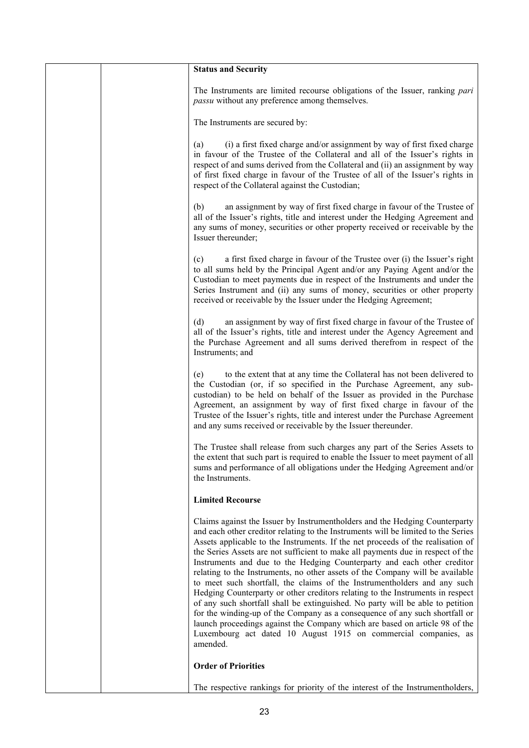**Status and Security**

The Instruments are limited recourse obligations of the Issuer, ranking *pari passu* without any preference among themselves.

The Instruments are secured by:

(a) (i) a first fixed charge and/or assignment by way of first fixed charge in favour of the Trustee of the Collateral and all of the Issuer's rights in respect of and sums derived from the Collateral and (ii) an assignment by way of first fixed charge in favour of the Trustee of all of the Issuer's rights in respect of the Collateral against the Custodian;

(b) an assignment by way of first fixed charge in favour of the Trustee of all of the Issuer's rights, title and interest under the Hedging Agreement and any sums of money, securities or other property received or receivable by the Issuer thereunder;

(c) a first fixed charge in favour of the Trustee over (i) the Issuer's right to all sums held by the Principal Agent and/or any Paying Agent and/or the Custodian to meet payments due in respect of the Instruments and under the Series Instrument and (ii) any sums of money, securities or other property received or receivable by the Issuer under the Hedging Agreement;

(d) an assignment by way of first fixed charge in favour of the Trustee of all of the Issuer's rights, title and interest under the Agency Agreement and the Purchase Agreement and all sums derived therefrom in respect of the Instruments; and

(e) to the extent that at any time the Collateral has not been delivered to the Custodian (or, if so specified in the Purchase Agreement, any sub-custodian) to be held on behalf of the Issuer as provided in the Purchase Agreement, an assignment by way of first fixed charge in favour of the Trustee of the Issuer's rights, title and interest under the Purchase Agreement and any sums received or receivable by the Issuer thereunder.

The Trustee shall release from such charges any part of the Series Assets to the extent that such part is required to enable the Issuer to meet payment of all sums and performance of all obligations under the Hedging Agreement and/or the Instruments.

**Limited Recourse**

Claims against the Issuer by Instrumentholders and the Hedging Counterparty and each other creditor relating to the Instruments will be limited to the Series Assets applicable to the Instruments. If the net proceeds of the realisation of the Series Assets are not sufficient to make all payments due in respect of the Instruments and due to the Hedging Counterparty and each other creditor relating to the Instruments, no other assets of the Company will be available to meet such shortfall, the claims of the Instrumentholders and any such Hedging Counterparty or other creditors relating to the Instruments in respect of any such shortfall shall be extinguished. No party will be able to petition for the winding-up of the Company as a consequence of any such shortfall or launch proceedings against the Company which are based on article 98 of the Luxembourg act dated 10 August 1915 on commercial companies, as amended.

**Order of Priorities**

The respective rankings for priority of the interest of the Instrumentholders,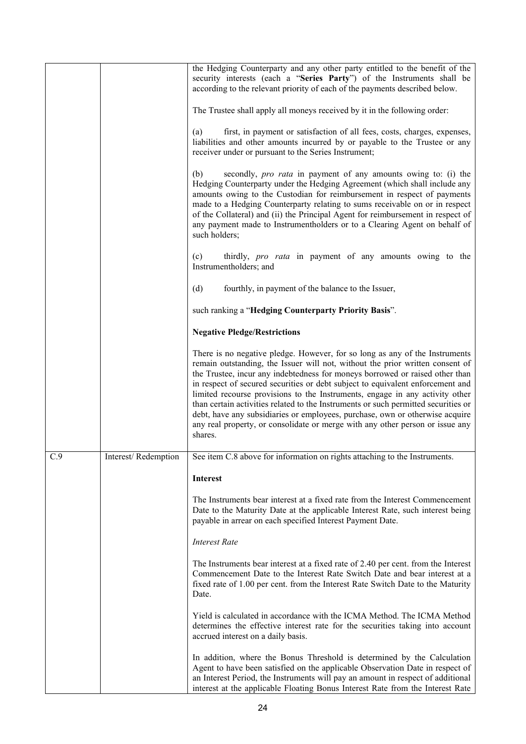| | | |
|---|---|---|
| | | the Hedging Counterparty and any other party entitled to the benefit of the security interests (each a "**Series Party**") of the Instruments shall be according to the relevant priority of each of the payments described below.<br><br>The Trustee shall apply all moneys received by it in the following order:<br><br>(a) first, in payment or satisfaction of all fees, costs, charges, expenses, liabilities and other amounts incurred by or payable to the Trustee or any receiver under or pursuant to the Series Instrument;<br><br>(b) secondly, *pro rata* in payment of any amounts owing to: (i) the Hedging Counterparty under the Hedging Agreement (which shall include any amounts owing to the Custodian for reimbursement in respect of payments made to a Hedging Counterparty relating to sums receivable on or in respect of the Collateral) and (ii) the Principal Agent for reimbursement in respect of any payment made to Instrumentholders or to a Clearing Agent on behalf of such holders;<br><br>(c) thirdly, *pro rata* in payment of any amounts owing to the Instrumentholders; and<br><br>(d) fourthly, in payment of the balance to the Issuer,<br><br>such ranking a "**Hedging Counterparty Priority Basis**".<br><br>**Negative Pledge/Restrictions**<br><br>There is no negative pledge. However, for so long as any of the Instruments remain outstanding, the Issuer will not, without the prior written consent of the Trustee, incur any indebtedness for moneys borrowed or raised other than in respect of secured securities or debt subject to equivalent enforcement and limited recourse provisions to the Instruments, engage in any activity other than certain activities related to the Instruments or such permitted securities or debt, have any subsidiaries or employees, purchase, own or otherwise acquire any real property, or consolidate or merge with any other person or issue any shares. |
| C.9 | Interest/ Redemption | See item C.8 above for information on rights attaching to the Instruments.<br><br>**Interest**<br><br>The Instruments bear interest at a fixed rate from the Interest Commencement Date to the Maturity Date at the applicable Interest Rate, such interest being payable in arrear on each specified Interest Payment Date.<br><br>*Interest Rate*<br><br>The Instruments bear interest at a fixed rate of 2.40 per cent. from the Interest Commencement Date to the Interest Rate Switch Date and bear interest at a fixed rate of 1.00 per cent. from the Interest Rate Switch Date to the Maturity Date.<br><br>Yield is calculated in accordance with the ICMA Method. The ICMA Method determines the effective interest rate for the securities taking into account accrued interest on a daily basis.<br><br>In addition, where the Bonus Threshold is determined by the Calculation Agent to have been satisfied on the applicable Observation Date in respect of an Interest Period, the Instruments will pay an amount in respect of additional interest at the applicable Floating Bonus Interest Rate from the Interest Rate |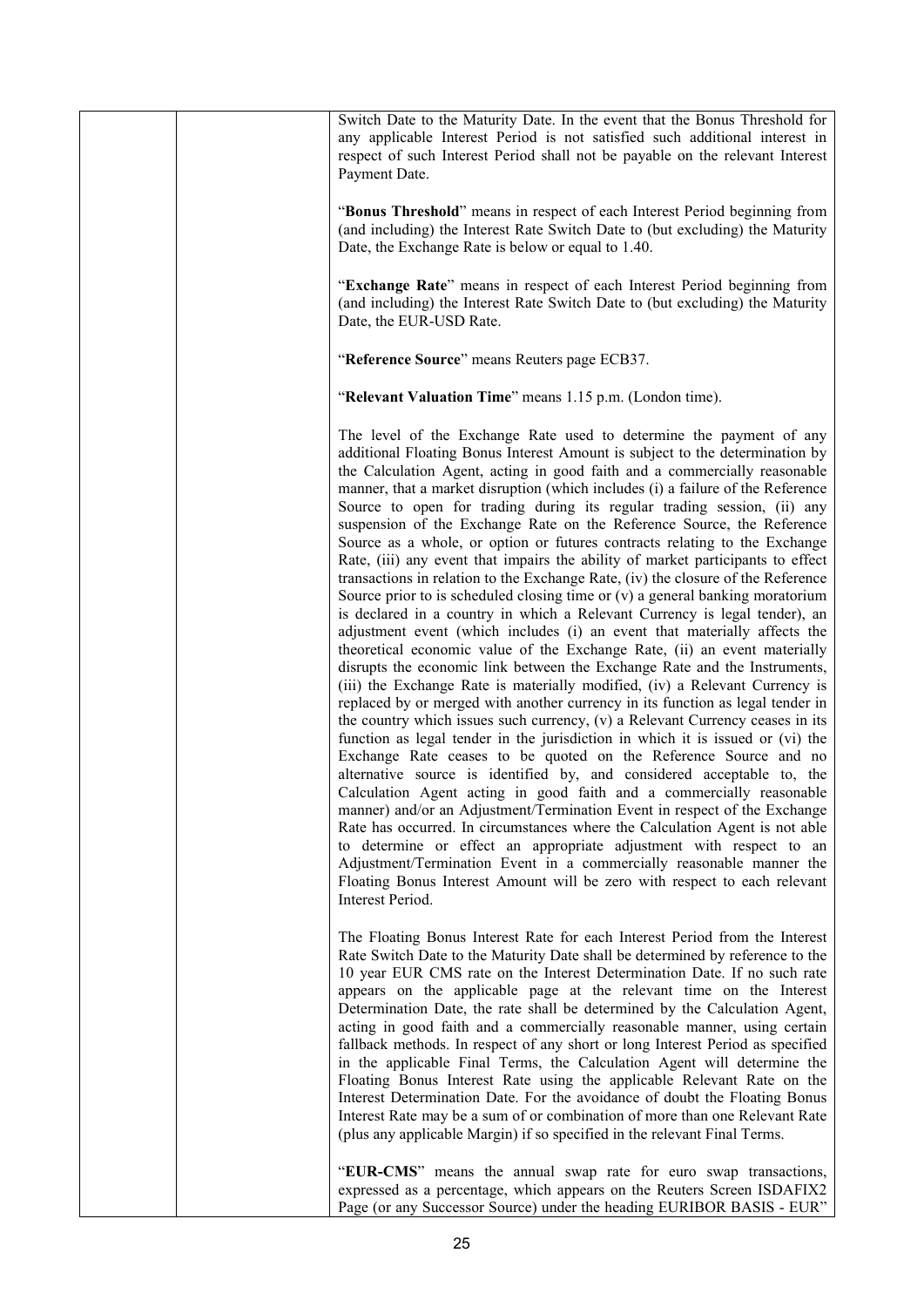| | | Switch Date to the Maturity Date. In the event that the Bonus Threshold for any applicable Interest Period is not satisfied such additional interest in respect of such Interest Period shall not be payable on the relevant Interest Payment Date.<br><br>"**Bonus Threshold**" means in respect of each Interest Period beginning from (and including) the Interest Rate Switch Date to (but excluding) the Maturity Date, the Exchange Rate is below or equal to 1.40.<br><br>"**Exchange Rate**" means in respect of each Interest Period beginning from (and including) the Interest Rate Switch Date to (but excluding) the Maturity Date, the EUR-USD Rate.<br><br>"**Reference Source**" means Reuters page ECB37.<br><br>"**Relevant Valuation Time**" means 1.15 p.m. (London time).<br><br>The level of the Exchange Rate used to determine the payment of any additional Floating Bonus Interest Amount is subject to the determination by the Calculation Agent, acting in good faith and a commercially reasonable manner, that a market disruption (which includes (i) a failure of the Reference Source to open for trading during its regular trading session, (ii) any suspension of the Exchange Rate on the Reference Source, the Reference Source as a whole, or option or futures contracts relating to the Exchange Rate, (iii) any event that impairs the ability of market participants to effect transactions in relation to the Exchange Rate, (iv) the closure of the Reference Source prior to is scheduled closing time or (v) a general banking moratorium is declared in a country in which a Relevant Currency is legal tender), an adjustment event (which includes (i) an event that materially affects the theoretical economic value of the Exchange Rate, (ii) an event materially disrupts the economic link between the Exchange Rate and the Instruments, (iii) the Exchange Rate is materially modified, (iv) a Relevant Currency is replaced by or merged with another currency in its function as legal tender in the country which issues such currency, (v) a Relevant Currency ceases in its function as legal tender in the jurisdiction in which it is issued or (vi) the Exchange Rate ceases to be quoted on the Reference Source and no alternative source is identified by, and considered acceptable to, the Calculation Agent acting in good faith and a commercially reasonable manner) and/or an Adjustment/Termination Event in respect of the Exchange Rate has occurred. In circumstances where the Calculation Agent is not able to determine or effect an appropriate adjustment with respect to an Adjustment/Termination Event in a commercially reasonable manner the Floating Bonus Interest Amount will be zero with respect to each relevant Interest Period.<br><br>The Floating Bonus Interest Rate for each Interest Period from the Interest Rate Switch Date to the Maturity Date shall be determined by reference to the 10 year EUR CMS rate on the Interest Determination Date. If no such rate appears on the applicable page at the relevant time on the Interest Determination Date, the rate shall be determined by the Calculation Agent, acting in good faith and a commercially reasonable manner, using certain fallback methods. In respect of any short or long Interest Period as specified in the applicable Final Terms, the Calculation Agent will determine the Floating Bonus Interest Rate using the applicable Relevant Rate on the Interest Determination Date. For the avoidance of doubt the Floating Bonus Interest Rate may be a sum of or combination of more than one Relevant Rate (plus any applicable Margin) if so specified in the relevant Final Terms.<br><br>"**EUR-CMS**" means the annual swap rate for euro swap transactions, expressed as a percentage, which appears on the Reuters Screen ISDAFIX2 Page (or any Successor Source) under the heading EURIBOR BASIS - EUR" |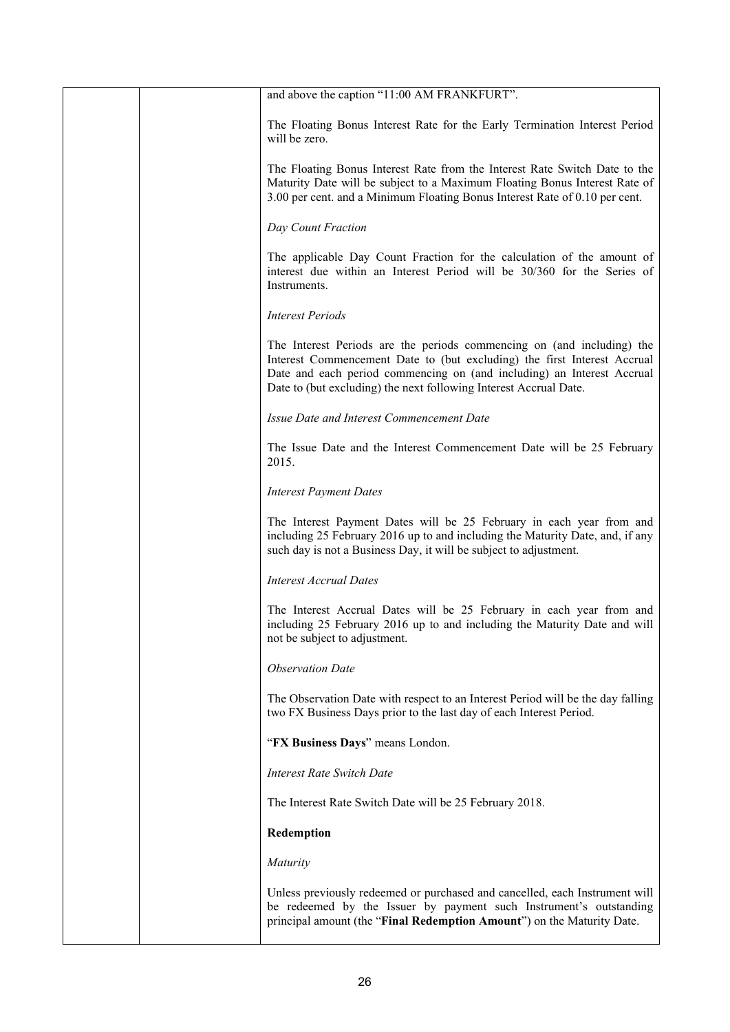| | | and above the caption "11:00 AM FRANKFURT".<br><br>The Floating Bonus Interest Rate for the Early Termination Interest Period will be zero.<br><br>The Floating Bonus Interest Rate from the Interest Rate Switch Date to the Maturity Date will be subject to a Maximum Floating Bonus Interest Rate of 3.00 per cent. and a Minimum Floating Bonus Interest Rate of 0.10 per cent.<br><br>*Day Count Fraction*<br><br>The applicable Day Count Fraction for the calculation of the amount of interest due within an Interest Period will be 30/360 for the Series of Instruments.<br><br>*Interest Periods*<br><br>The Interest Periods are the periods commencing on (and including) the Interest Commencement Date to (but excluding) the first Interest Accrual Date and each period commencing on (and including) an Interest Accrual Date to (but excluding) the next following Interest Accrual Date.<br><br>*Issue Date and Interest Commencement Date*<br><br>The Issue Date and the Interest Commencement Date will be 25 February 2015.<br><br>*Interest Payment Dates*<br><br>The Interest Payment Dates will be 25 February in each year from and including 25 February 2016 up to and including the Maturity Date, and, if any such day is not a Business Day, it will be subject to adjustment.<br><br>*Interest Accrual Dates*<br><br>The Interest Accrual Dates will be 25 February in each year from and including 25 February 2016 up to and including the Maturity Date and will not be subject to adjustment.<br><br>*Observation Date*<br><br>The Observation Date with respect to an Interest Period will be the day falling two FX Business Days prior to the last day of each Interest Period.<br><br>"**FX Business Days**" means London.<br><br>*Interest Rate Switch Date*<br><br>The Interest Rate Switch Date will be 25 February 2018.<br><br>**Redemption**<br><br>*Maturity*<br><br>Unless previously redeemed or purchased and cancelled, each Instrument will be redeemed by the Issuer by payment such Instrument's outstanding principal amount (the "**Final Redemption Amount**") on the Maturity Date. |
|---|---|---|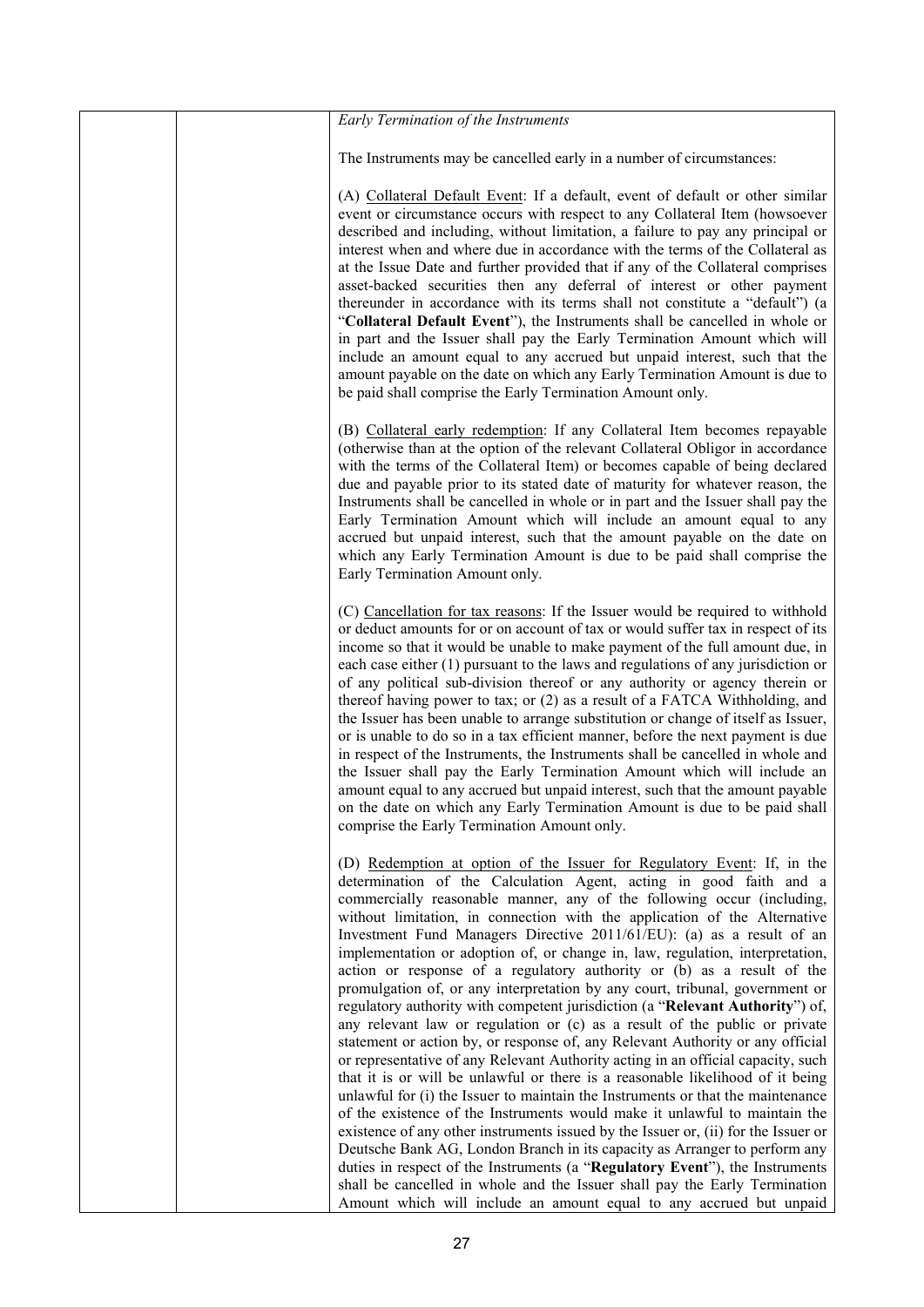*Early Termination of the Instruments*

The Instruments may be cancelled early in a number of circumstances:

(A) Collateral Default Event: If a default, event of default or other similar event or circumstance occurs with respect to any Collateral Item (howsoever described and including, without limitation, a failure to pay any principal or interest when and where due in accordance with the terms of the Collateral as at the Issue Date and further provided that if any of the Collateral comprises asset-backed securities then any deferral of interest or other payment thereunder in accordance with its terms shall not constitute a "default") (a "**Collateral Default Event**"), the Instruments shall be cancelled in whole or in part and the Issuer shall pay the Early Termination Amount which will include an amount equal to any accrued but unpaid interest, such that the amount payable on the date on which any Early Termination Amount is due to be paid shall comprise the Early Termination Amount only.

(B) Collateral early redemption: If any Collateral Item becomes repayable (otherwise than at the option of the relevant Collateral Obligor in accordance with the terms of the Collateral Item) or becomes capable of being declared due and payable prior to its stated date of maturity for whatever reason, the Instruments shall be cancelled in whole or in part and the Issuer shall pay the Early Termination Amount which will include an amount equal to any accrued but unpaid interest, such that the amount payable on the date on which any Early Termination Amount is due to be paid shall comprise the Early Termination Amount only.

(C) Cancellation for tax reasons: If the Issuer would be required to withhold or deduct amounts for or on account of tax or would suffer tax in respect of its income so that it would be unable to make payment of the full amount due, in each case either (1) pursuant to the laws and regulations of any jurisdiction or of any political sub-division thereof or any authority or agency therein or thereof having power to tax; or (2) as a result of a FATCA Withholding, and the Issuer has been unable to arrange substitution or change of itself as Issuer, or is unable to do so in a tax efficient manner, before the next payment is due in respect of the Instruments, the Instruments shall be cancelled in whole and the Issuer shall pay the Early Termination Amount which will include an amount equal to any accrued but unpaid interest, such that the amount payable on the date on which any Early Termination Amount is due to be paid shall comprise the Early Termination Amount only.

(D) Redemption at option of the Issuer for Regulatory Event: If, in the determination of the Calculation Agent, acting in good faith and a commercially reasonable manner, any of the following occur (including, without limitation, in connection with the application of the Alternative Investment Fund Managers Directive 2011/61/EU): (a) as a result of an implementation or adoption of, or change in, law, regulation, interpretation, action or response of a regulatory authority or (b) as a result of the promulgation of, or any interpretation by any court, tribunal, government or regulatory authority with competent jurisdiction (a "**Relevant Authority**") of, any relevant law or regulation or (c) as a result of the public or private statement or action by, or response of, any Relevant Authority or any official or representative of any Relevant Authority acting in an official capacity, such that it is or will be unlawful or there is a reasonable likelihood of it being unlawful for (i) the Issuer to maintain the Instruments or that the maintenance of the existence of the Instruments would make it unlawful to maintain the existence of any other instruments issued by the Issuer or, (ii) for the Issuer or Deutsche Bank AG, London Branch in its capacity as Arranger to perform any duties in respect of the Instruments (a "**Regulatory Event**"), the Instruments shall be cancelled in whole and the Issuer shall pay the Early Termination Amount which will include an amount equal to any accrued but unpaid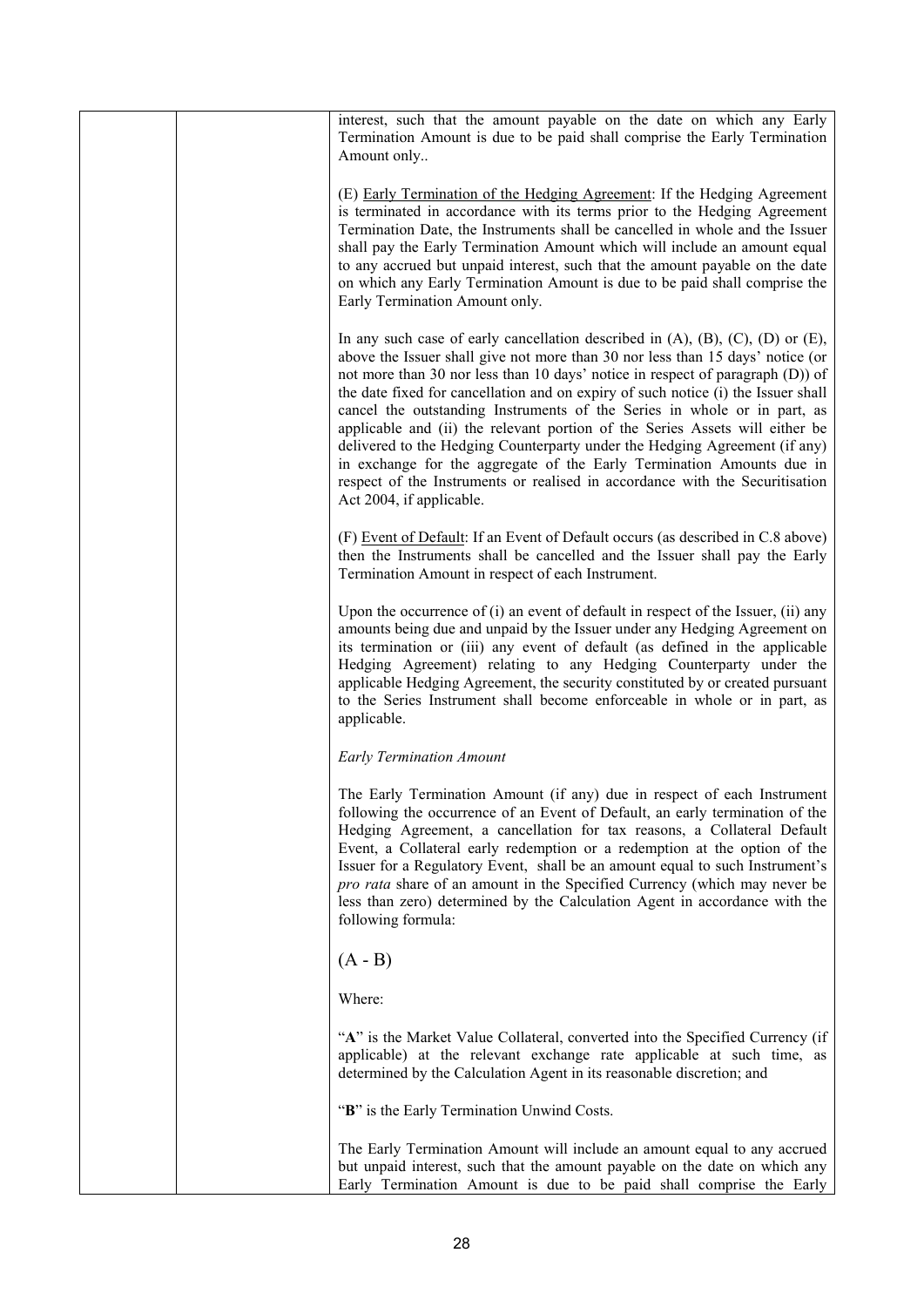interest, such that the amount payable on the date on which any Early Termination Amount is due to be paid shall comprise the Early Termination Amount only..

(E) Early Termination of the Hedging Agreement: If the Hedging Agreement is terminated in accordance with its terms prior to the Hedging Agreement Termination Date, the Instruments shall be cancelled in whole and the Issuer shall pay the Early Termination Amount which will include an amount equal to any accrued but unpaid interest, such that the amount payable on the date on which any Early Termination Amount is due to be paid shall comprise the Early Termination Amount only.

In any such case of early cancellation described in (A), (B), (C), (D) or (E), above the Issuer shall give not more than 30 nor less than 15 days' notice (or not more than 30 nor less than 10 days' notice in respect of paragraph (D)) of the date fixed for cancellation and on expiry of such notice (i) the Issuer shall cancel the outstanding Instruments of the Series in whole or in part, as applicable and (ii) the relevant portion of the Series Assets will either be delivered to the Hedging Counterparty under the Hedging Agreement (if any) in exchange for the aggregate of the Early Termination Amounts due in respect of the Instruments or realised in accordance with the Securitisation Act 2004, if applicable.

(F) Event of Default: If an Event of Default occurs (as described in C.8 above) then the Instruments shall be cancelled and the Issuer shall pay the Early Termination Amount in respect of each Instrument.

Upon the occurrence of (i) an event of default in respect of the Issuer, (ii) any amounts being due and unpaid by the Issuer under any Hedging Agreement on its termination or (iii) any event of default (as defined in the applicable Hedging Agreement) relating to any Hedging Counterparty under the applicable Hedging Agreement, the security constituted by or created pursuant to the Series Instrument shall become enforceable in whole or in part, as applicable.

*Early Termination Amount*

The Early Termination Amount (if any) due in respect of each Instrument following the occurrence of an Event of Default, an early termination of the Hedging Agreement, a cancellation for tax reasons, a Collateral Default Event, a Collateral early redemption or a redemption at the option of the Issuer for a Regulatory Event, shall be an amount equal to such Instrument's *pro rata* share of an amount in the Specified Currency (which may never be less than zero) determined by the Calculation Agent in accordance with the following formula:

$$(A - B)$$

Where:

"**A**" is the Market Value Collateral, converted into the Specified Currency (if applicable) at the relevant exchange rate applicable at such time, as determined by the Calculation Agent in its reasonable discretion; and

"**B**" is the Early Termination Unwind Costs.

The Early Termination Amount will include an amount equal to any accrued but unpaid interest, such that the amount payable on the date on which any Early Termination Amount is due to be paid shall comprise the Early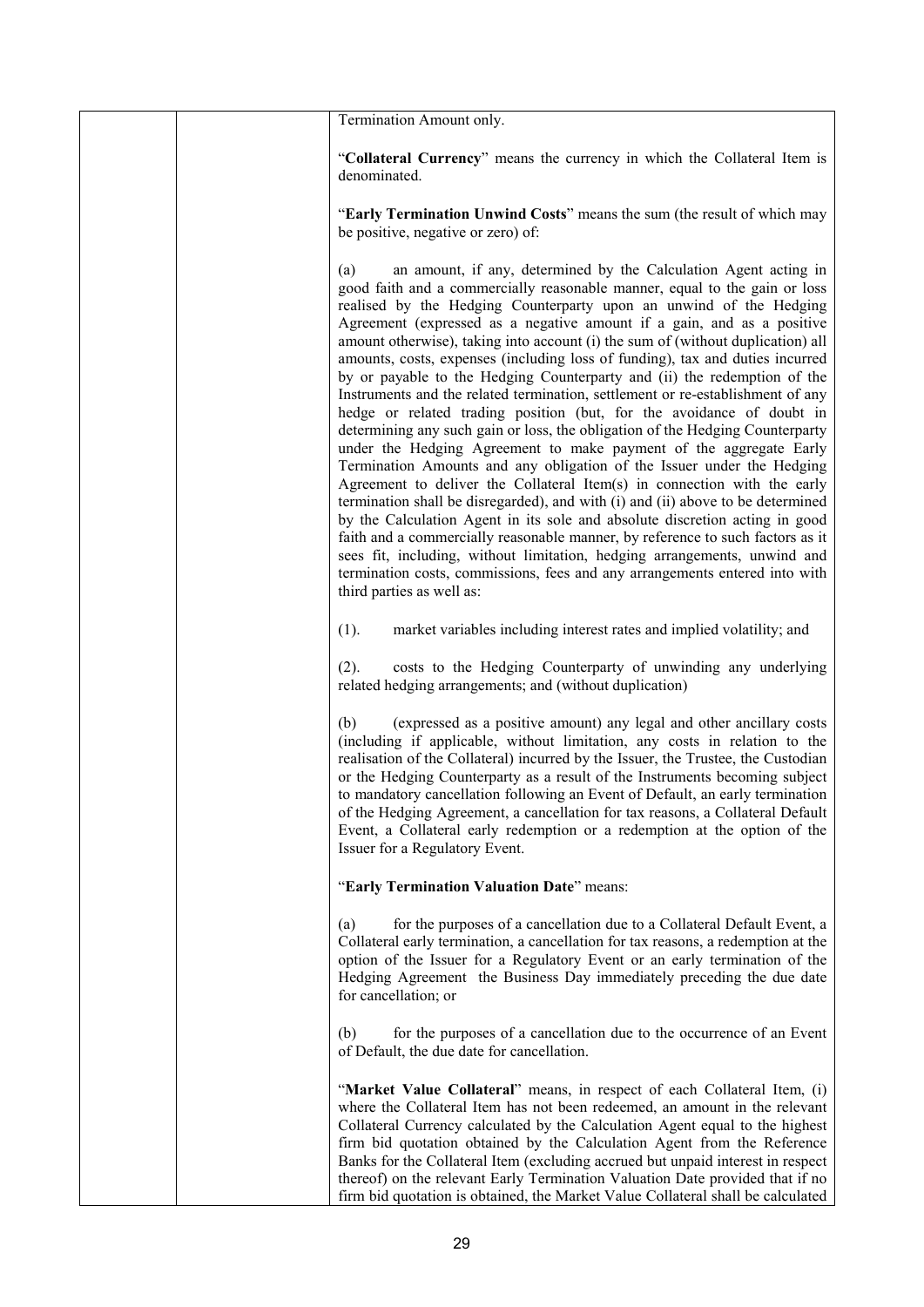Termination Amount only.

"**Collateral Currency**" means the currency in which the Collateral Item is denominated.

"**Early Termination Unwind Costs**" means the sum (the result of which may be positive, negative or zero) of:

(a) an amount, if any, determined by the Calculation Agent acting in good faith and a commercially reasonable manner, equal to the gain or loss realised by the Hedging Counterparty upon an unwind of the Hedging Agreement (expressed as a negative amount if a gain, and as a positive amount otherwise), taking into account (i) the sum of (without duplication) all amounts, costs, expenses (including loss of funding), tax and duties incurred by or payable to the Hedging Counterparty and (ii) the redemption of the Instruments and the related termination, settlement or re-establishment of any hedge or related trading position (but, for the avoidance of doubt in determining any such gain or loss, the obligation of the Hedging Counterparty under the Hedging Agreement to make payment of the aggregate Early Termination Amounts and any obligation of the Issuer under the Hedging Agreement to deliver the Collateral Item(s) in connection with the early termination shall be disregarded), and with (i) and (ii) above to be determined by the Calculation Agent in its sole and absolute discretion acting in good faith and a commercially reasonable manner, by reference to such factors as it sees fit, including, without limitation, hedging arrangements, unwind and termination costs, commissions, fees and any arrangements entered into with third parties as well as:

(1). market variables including interest rates and implied volatility; and

(2). costs to the Hedging Counterparty of unwinding any underlying related hedging arrangements; and (without duplication)

(b) (expressed as a positive amount) any legal and other ancillary costs (including if applicable, without limitation, any costs in relation to the realisation of the Collateral) incurred by the Issuer, the Trustee, the Custodian or the Hedging Counterparty as a result of the Instruments becoming subject to mandatory cancellation following an Event of Default, an early termination of the Hedging Agreement, a cancellation for tax reasons, a Collateral Default Event, a Collateral early redemption or a redemption at the option of the Issuer for a Regulatory Event.

"**Early Termination Valuation Date**" means:

(a) for the purposes of a cancellation due to a Collateral Default Event, a Collateral early termination, a cancellation for tax reasons, a redemption at the option of the Issuer for a Regulatory Event or an early termination of the Hedging Agreement the Business Day immediately preceding the due date for cancellation; or

(b) for the purposes of a cancellation due to the occurrence of an Event of Default, the due date for cancellation.

"**Market Value Collateral**" means, in respect of each Collateral Item, (i) where the Collateral Item has not been redeemed, an amount in the relevant Collateral Currency calculated by the Calculation Agent equal to the highest firm bid quotation obtained by the Calculation Agent from the Reference Banks for the Collateral Item (excluding accrued but unpaid interest in respect thereof) on the relevant Early Termination Valuation Date provided that if no firm bid quotation is obtained, the Market Value Collateral shall be calculated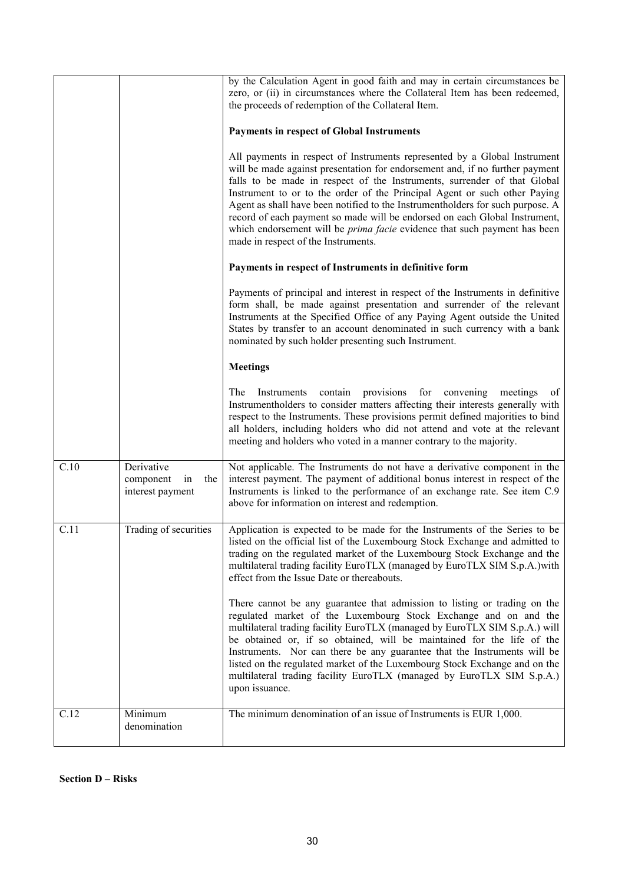| | | |
|---|---|---|
| | | by the Calculation Agent in good faith and may in certain circumstances be zero, or (ii) in circumstances where the Collateral Item has been redeemed, the proceeds of redemption of the Collateral Item.<br><br>**Payments in respect of Global Instruments**<br><br>All payments in respect of Instruments represented by a Global Instrument will be made against presentation for endorsement and, if no further payment falls to be made in respect of the Instruments, surrender of that Global Instrument to or to the order of the Principal Agent or such other Paying Agent as shall have been notified to the Instrumentholders for such purpose. A record of each payment so made will be endorsed on each Global Instrument, which endorsement will be *prima facie* evidence that such payment has been made in respect of the Instruments.<br><br>**Payments in respect of Instruments in definitive form**<br><br>Payments of principal and interest in respect of the Instruments in definitive form shall, be made against presentation and surrender of the relevant Instruments at the Specified Office of any Paying Agent outside the United States by transfer to an account denominated in such currency with a bank nominated by such holder presenting such Instrument.<br><br>**Meetings**<br><br>The Instruments contain provisions for convening meetings of Instrumentholders to consider matters affecting their interests generally with respect to the Instruments. These provisions permit defined majorities to bind all holders, including holders who did not attend and vote at the relevant meeting and holders who voted in a manner contrary to the majority. |
| C.10 | Derivative component in the interest payment | Not applicable. The Instruments do not have a derivative component in the interest payment. The payment of additional bonus interest in respect of the Instruments is linked to the performance of an exchange rate. See item C.9 above for information on interest and redemption. |
| C.11 | Trading of securities | Application is expected to be made for the Instruments of the Series to be listed on the official list of the Luxembourg Stock Exchange and admitted to trading on the regulated market of the Luxembourg Stock Exchange and the multilateral trading facility EuroTLX (managed by EuroTLX SIM S.p.A.)with effect from the Issue Date or thereabouts.<br><br>There cannot be any guarantee that admission to listing or trading on the regulated market of the Luxembourg Stock Exchange and on the multilateral trading facility EuroTLX (managed by EuroTLX SIM S.p.A.) will be obtained or, if so obtained, will be maintained for the life of the Instruments. Nor can there be any guarantee that the Instruments will be listed on the regulated market of the Luxembourg Stock Exchange and on the multilateral trading facility EuroTLX (managed by EuroTLX SIM S.p.A.) upon issuance. |
| C.12 | Minimum denomination | The minimum denomination of an issue of Instruments is EUR 1,000. |

**Section D – Risks**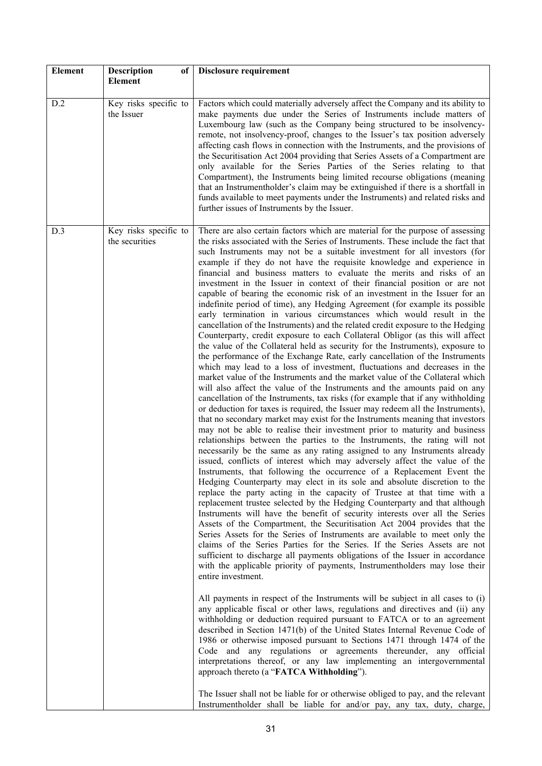| Element | Description of Element | Disclosure requirement |
| --- | --- | --- |
| D.2 | Key risks specific to the Issuer | Factors which could materially adversely affect the Company and its ability to make payments due under the Series of Instruments include matters of Luxembourg law (such as the Company being structured to be insolvency-remote, not insolvency-proof, changes to the Issuer's tax position adversely affecting cash flows in connection with the Instruments, and the provisions of the Securitisation Act 2004 providing that Series Assets of a Compartment are only available for the Series Parties of the Series relating to that Compartment), the Instruments being limited recourse obligations (meaning that an Instrumentholder's claim may be extinguished if there is a shortfall in funds available to meet payments under the Instruments) and related risks and further issues of Instruments by the Issuer. |
| D.3 | Key risks specific to the securities | There are also certain factors which are material for the purpose of assessing the risks associated with the Series of Instruments. These include the fact that such Instruments may not be a suitable investment for all investors (for example if they do not have the requisite knowledge and experience in financial and business matters to evaluate the merits and risks of an investment in the Issuer in context of their financial position or are not capable of bearing the economic risk of an investment in the Issuer for an indefinite period of time), any Hedging Agreement (for example its possible early termination in various circumstances which would result in the cancellation of the Instruments) and the related credit exposure to the Hedging Counterparty, credit exposure to each Collateral Obligor (as this will affect the value of the Collateral held as security for the Instruments), exposure to the performance of the Exchange Rate, early cancellation of the Instruments which may lead to a loss of investment, fluctuations and decreases in the market value of the Instruments and the market value of the Collateral which will also affect the value of the Instruments and the amounts paid on any cancellation of the Instruments, tax risks (for example that if any withholding or deduction for taxes is required, the Issuer may redeem all the Instruments), that no secondary market may exist for the Instruments meaning that investors may not be able to realise their investment prior to maturity and business relationships between the parties to the Instruments, the rating will not necessarily be the same as any rating assigned to any Instruments already issued, conflicts of interest which may adversely affect the value of the Instruments, that following the occurrence of a Replacement Event the Hedging Counterparty may elect in its sole and absolute discretion to the replace the party acting in the capacity of Trustee at that time with a replacement trustee selected by the Hedging Counterparty and that although Instruments will have the benefit of security interests over all the Series Assets of the Compartment, the Securitisation Act 2004 provides that the Series Assets for the Series of Instruments are available to meet only the claims of the Series Parties for the Series. If the Series Assets are not sufficient to discharge all payments obligations of the Issuer in accordance with the applicable priority of payments, Instrumentholders may lose their entire investment.<br><br>All payments in respect of the Instruments will be subject in all cases to (i) any applicable fiscal or other laws, regulations and directives and (ii) any withholding or deduction required pursuant to FATCA or to an agreement described in Section 1471(b) of the United States Internal Revenue Code of 1986 or otherwise imposed pursuant to Sections 1471 through 1474 of the Code and any regulations or agreements thereunder, any official interpretations thereof, or any law implementing an intergovernmental approach thereto (a "**FATCA Withholding**").<br><br>The Issuer shall not be liable for or otherwise obliged to pay, and the relevant Instrumentholder shall be liable for and/or pay, any tax, duty, charge, |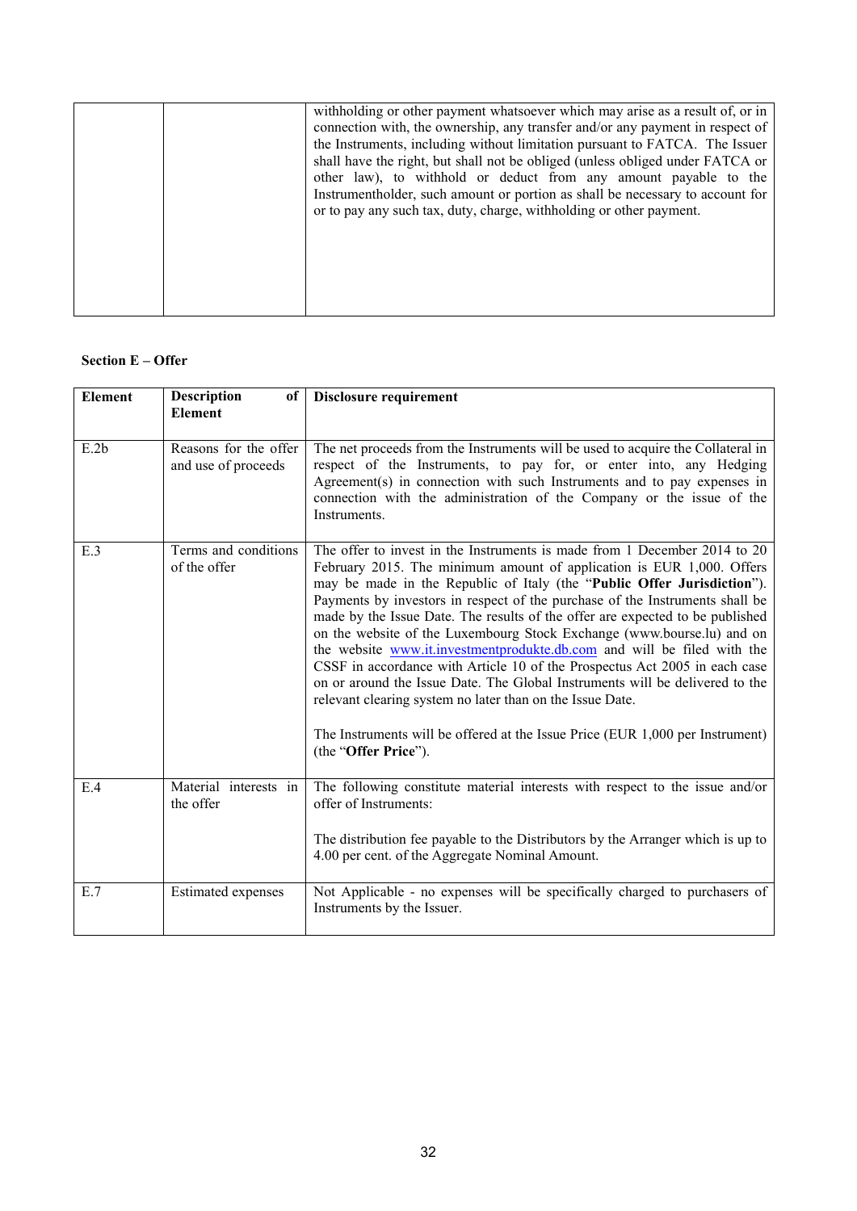| | | |
|---|---|---|
| | | withholding or other payment whatsoever which may arise as a result of, or in connection with, the ownership, any transfer and/or any payment in respect of the Instruments, including without limitation pursuant to FATCA. The Issuer shall have the right, but shall not be obliged (unless obliged under FATCA or other law), to withhold or deduct from any amount payable to the Instrumentholder, such amount or portion as shall be necessary to account for or to pay any such tax, duty, charge, withholding or other payment. |

**Section E – Offer**

| Element | Description of Element | Disclosure requirement |
|---|---|---|
| E.2b | Reasons for the offer and use of proceeds | The net proceeds from the Instruments will be used to acquire the Collateral in respect of the Instruments, to pay for, or enter into, any Hedging Agreement(s) in connection with such Instruments and to pay expenses in connection with the administration of the Company or the issue of the Instruments. |
| E.3 | Terms and conditions of the offer | The offer to invest in the Instruments is made from 1 December 2014 to 20 February 2015. The minimum amount of application is EUR 1,000. Offers may be made in the Republic of Italy (the "**Public Offer Jurisdiction**"). Payments by investors in respect of the purchase of the Instruments shall be made by the Issue Date. The results of the offer are expected to be published on the website of the Luxembourg Stock Exchange (www.bourse.lu) and on the website www.it.investmentprodukte.db.com and will be filed with the CSSF in accordance with Article 10 of the Prospectus Act 2005 in each case on or around the Issue Date. The Global Instruments will be delivered to the relevant clearing system no later than on the Issue Date.<br><br>The Instruments will be offered at the Issue Price (EUR 1,000 per Instrument) (the "**Offer Price**"). |
| E.4 | Material interests in the offer | The following constitute material interests with respect to the issue and/or offer of Instruments:<br><br>The distribution fee payable to the Distributors by the Arranger which is up to 4.00 per cent. of the Aggregate Nominal Amount. |
| E.7 | Estimated expenses | Not Applicable - no expenses will be specifically charged to purchasers of Instruments by the Issuer. |